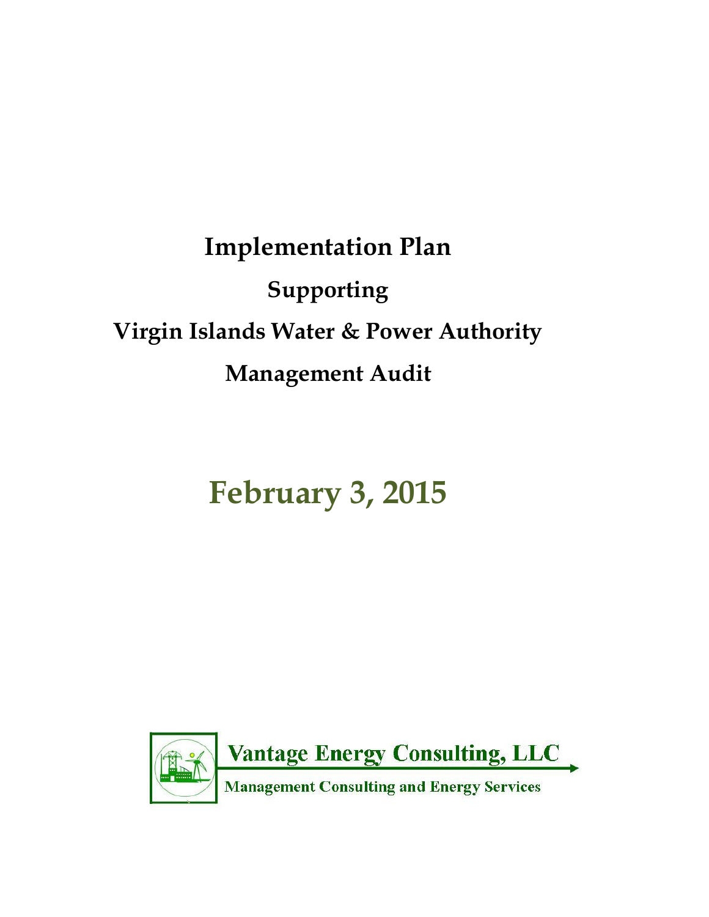# Implementation Plan

## Supporting

## Virgin Islands Water & Power Authority

## Management Audit

# February 3, 2015

**Vantage Energy Consulting, LLC**

**Management Consulting and Energy Services**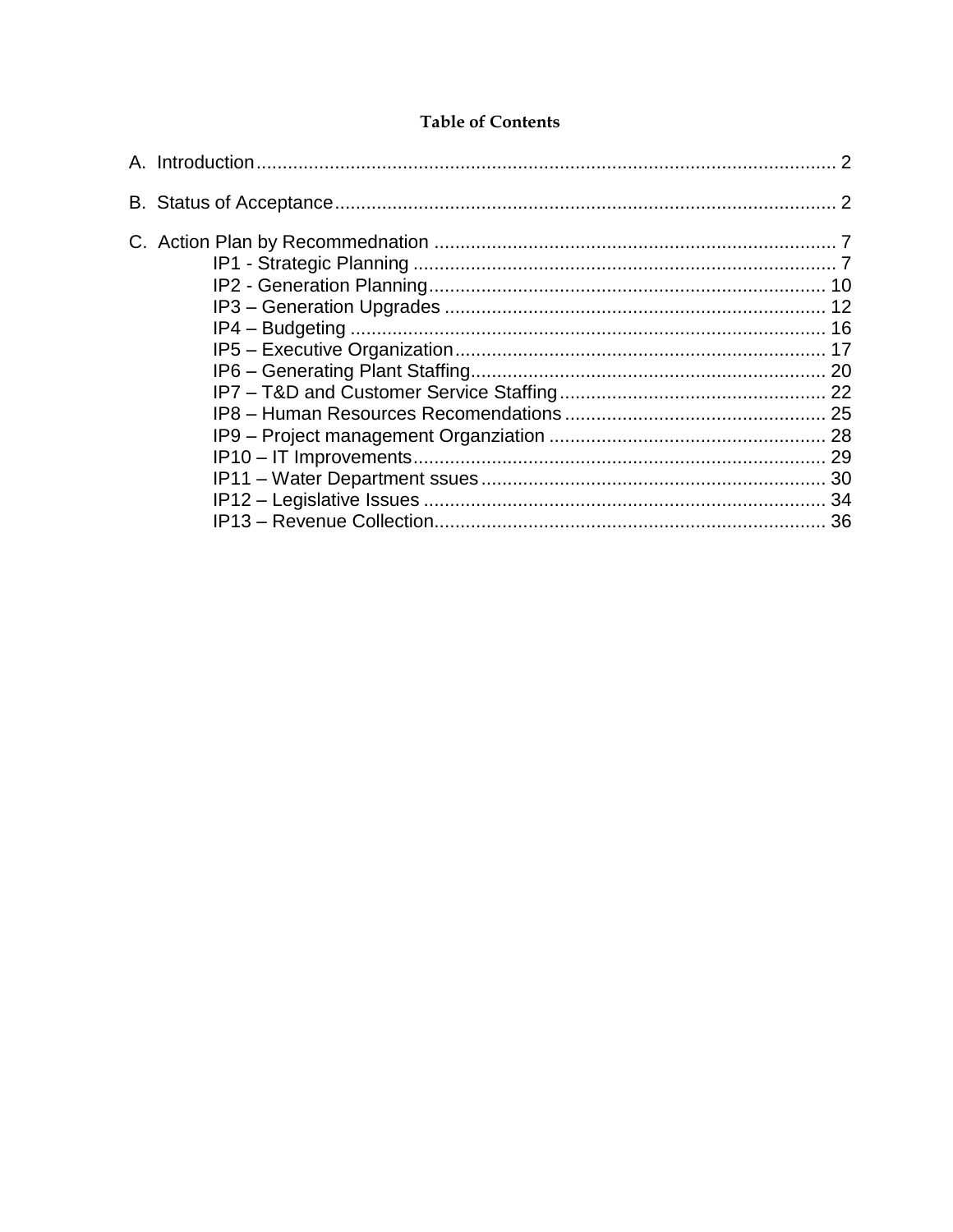**Table of Contents**

A. Introduction ..... 2

B. Status of Acceptance ..... 2

C. Action Plan by Recommednation ..... 7

- IP1 - Strategic Planning ..... 7
- IP2 - Generation Planning ..... 10
- IP3 – Generation Upgrades ..... 12
- IP4 – Budgeting ..... 16
- IP5 – Executive Organization ..... 17
- IP6 – Generating Plant Staffing ..... 20
- IP7 – T&D and Customer Service Staffing ..... 22
- IP8 – Human Resources Recomendations ..... 25
- IP9 – Project management Organziation ..... 28
- IP10 – IT Improvements ..... 29
- IP11 – Water Department ssues ..... 30
- IP12 – Legislative Issues ..... 34
- IP13 – Revenue Collection ..... 36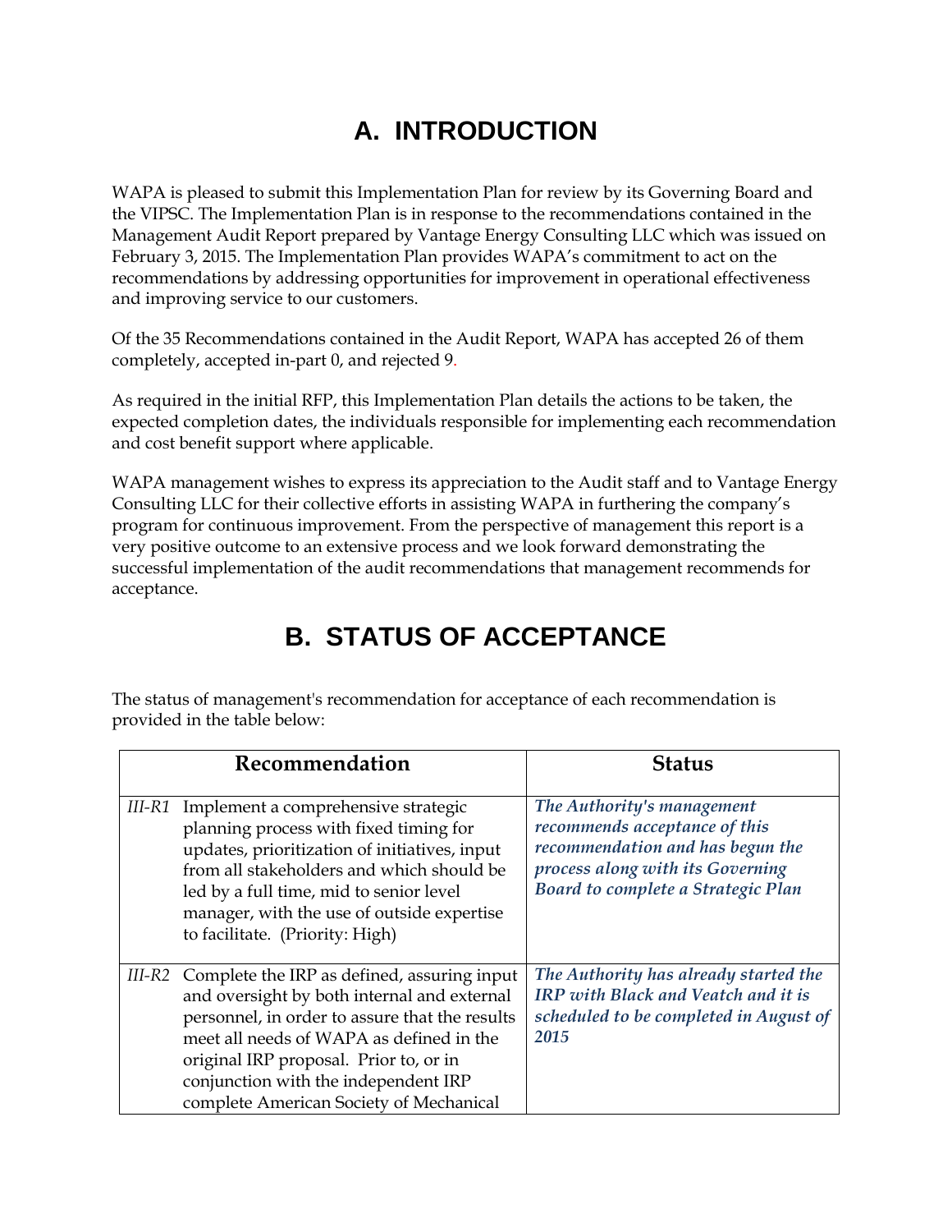# A. INTRODUCTION

WAPA is pleased to submit this Implementation Plan for review by its Governing Board and the VIPSC. The Implementation Plan is in response to the recommendations contained in the Management Audit Report prepared by Vantage Energy Consulting LLC which was issued on February 3, 2015. The Implementation Plan provides WAPA's commitment to act on the recommendations by addressing opportunities for improvement in operational effectiveness and improving service to our customers.

Of the 35 Recommendations contained in the Audit Report, WAPA has accepted 26 of them completely, accepted in-part 0, and rejected 9.

As required in the initial RFP, this Implementation Plan details the actions to be taken, the expected completion dates, the individuals responsible for implementing each recommendation and cost benefit support where applicable.

WAPA management wishes to express its appreciation to the Audit staff and to Vantage Energy Consulting LLC for their collective efforts in assisting WAPA in furthering the company's program for continuous improvement. From the perspective of management this report is a very positive outcome to an extensive process and we look forward demonstrating the successful implementation of the audit recommendations that management recommends for acceptance.

# B. STATUS OF ACCEPTANCE

The status of management's recommendation for acceptance of each recommendation is provided in the table below:

| Recommendation | Status |
|---|---|
| *III-R1* Implement a comprehensive strategic planning process with fixed timing for updates, prioritization of initiatives, input from all stakeholders and which should be led by a full time, mid to senior level manager, with the use of outside expertise to facilitate. (Priority: High) | ***The Authority's management recommends acceptance of this recommendation and has begun the process along with its Governing Board to complete a Strategic Plan*** |
| *III-R2* Complete the IRP as defined, assuring input and oversight by both internal and external personnel, in order to assure that the results meet all needs of WAPA as defined in the original IRP proposal. Prior to, or in conjunction with the independent IRP complete American Society of Mechanical | ***The Authority has already started the IRP with Black and Veatch and it is scheduled to be completed in August of 2015*** |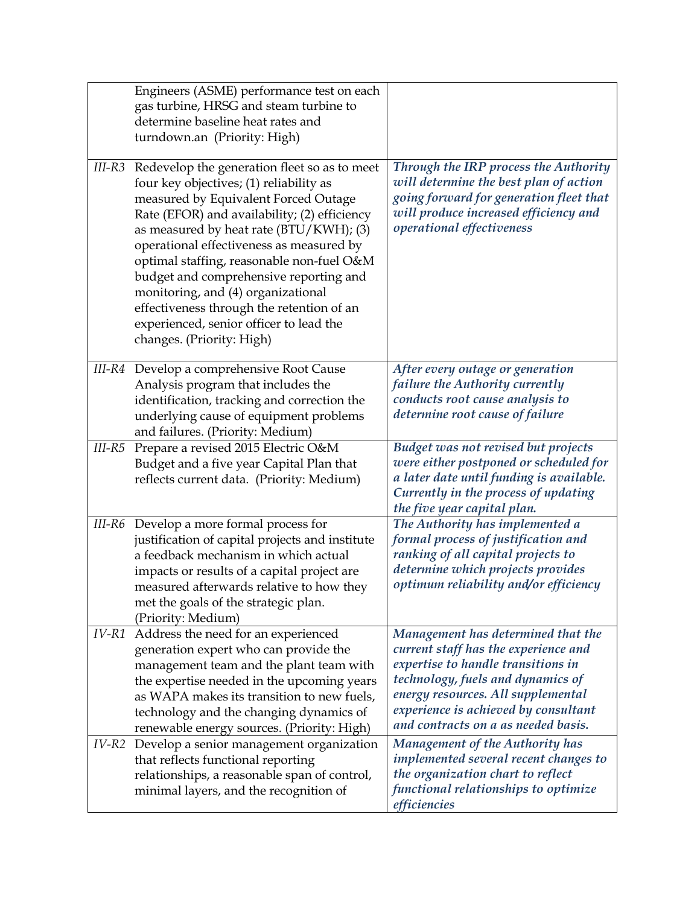| | | |
|---|---|---|
| | Engineers (ASME) performance test on each gas turbine, HRSG and steam turbine to determine baseline heat rates and turndown.an (Priority: High) | |
| *III-R3* | Redevelop the generation fleet so as to meet four key objectives; (1) reliability as measured by Equivalent Forced Outage Rate (EFOR) and availability; (2) efficiency as measured by heat rate (BTU/KWH); (3) operational effectiveness as measured by optimal staffing, reasonable non-fuel O&M budget and comprehensive reporting and monitoring, and (4) organizational effectiveness through the retention of an experienced, senior officer to lead the changes. (Priority: High) | ***Through the IRP process the Authority will determine the best plan of action going forward for generation fleet that will produce increased efficiency and operational effectiveness*** |
| *III-R4* | Develop a comprehensive Root Cause Analysis program that includes the identification, tracking and correction the underlying cause of equipment problems and failures. (Priority: Medium) | ***After every outage or generation failure the Authority currently conducts root cause analysis to determine root cause of failure*** |
| *III-R5* | Prepare a revised 2015 Electric O&M Budget and a five year Capital Plan that reflects current data. (Priority: Medium) | ***Budget was not revised but projects were either postponed or scheduled for a later date until funding is available. Currently in the process of updating the five year capital plan.*** |
| *III-R6* | Develop a more formal process for justification of capital projects and institute a feedback mechanism in which actual impacts or results of a capital project are measured afterwards relative to how they met the goals of the strategic plan. (Priority: Medium) | ***The Authority has implemented a formal process of justification and ranking of all capital projects to determine which projects provides optimum reliability and/or efficiency*** |
| *IV-R1* | Address the need for an experienced generation expert who can provide the management team and the plant team with the expertise needed in the upcoming years as WAPA makes its transition to new fuels, technology and the changing dynamics of renewable energy sources. (Priority: High) | ***Management has determined that the current staff has the experience and expertise to handle transitions in technology, fuels and dynamics of energy resources. All supplemental experience is achieved by consultant and contracts on a as needed basis.*** |
| *IV-R2* | Develop a senior management organization that reflects functional reporting relationships, a reasonable span of control, minimal layers, and the recognition of | ***Management of the Authority has implemented several recent changes to the organization chart to reflect functional relationships to optimize efficiencies*** |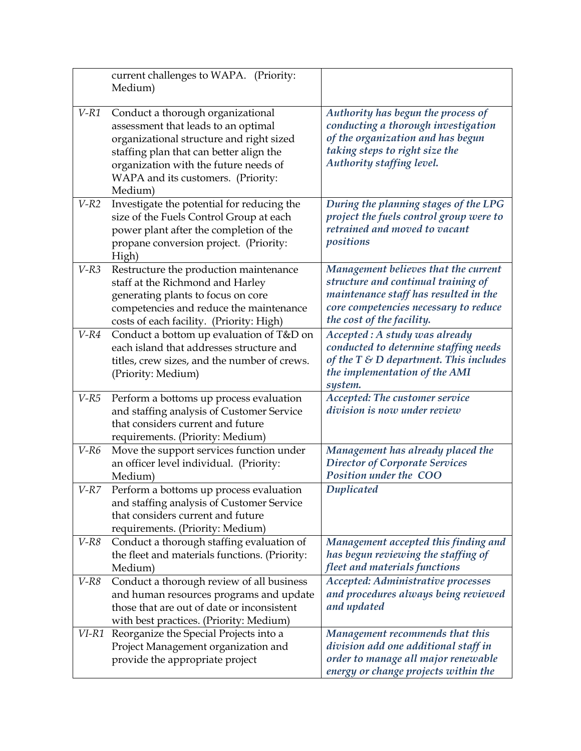| | | |
|---|---|---|
| | current challenges to WAPA. (Priority: Medium) | |
| *V-R1* | Conduct a thorough organizational assessment that leads to an optimal organizational structure and right sized staffing plan that can better align the organization with the future needs of WAPA and its customers. (Priority: Medium) | ***Authority has begun the process of conducting a thorough investigation of the organization and has begun taking steps to right size the Authority staffing level.*** |
| *V-R2* | Investigate the potential for reducing the size of the Fuels Control Group at each power plant after the completion of the propane conversion project. (Priority: High) | ***During the planning stages of the LPG project the fuels control group were to retrained and moved to vacant positions*** |
| *V-R3* | Restructure the production maintenance staff at the Richmond and Harley generating plants to focus on core competencies and reduce the maintenance costs of each facility. (Priority: High) | ***Management believes that the current structure and continual training of maintenance staff has resulted in the core competencies necessary to reduce the cost of the facility.*** |
| *V-R4* | Conduct a bottom up evaluation of T&D on each island that addresses structure and titles, crew sizes, and the number of crews. (Priority: Medium) | ***Accepted : A study was already conducted to determine staffing needs of the T & D department. This includes the implementation of the AMI system.*** |
| *V-R5* | Perform a bottoms up process evaluation and staffing analysis of Customer Service that considers current and future requirements. (Priority: Medium) | ***Accepted: The customer service division is now under review*** |
| *V-R6* | Move the support services function under an officer level individual. (Priority: Medium) | ***Management has already placed the Director of Corporate Services Position under the COO*** |
| *V-R7* | Perform a bottoms up process evaluation and staffing analysis of Customer Service that considers current and future requirements. (Priority: Medium) | ***Duplicated*** |
| *V-R8* | Conduct a thorough staffing evaluation of the fleet and materials functions. (Priority: Medium) | ***Management accepted this finding and has begun reviewing the staffing of fleet and materials functions*** |
| *V-R8* | Conduct a thorough review of all business and human resources programs and update those that are out of date or inconsistent with best practices. (Priority: Medium) | ***Accepted: Administrative processes and procedures always being reviewed and updated*** |
| *VI-R1* | Reorganize the Special Projects into a Project Management organization and provide the appropriate project | ***Management recommends that this division add one additional staff in order to manage all major renewable energy or change projects within the*** |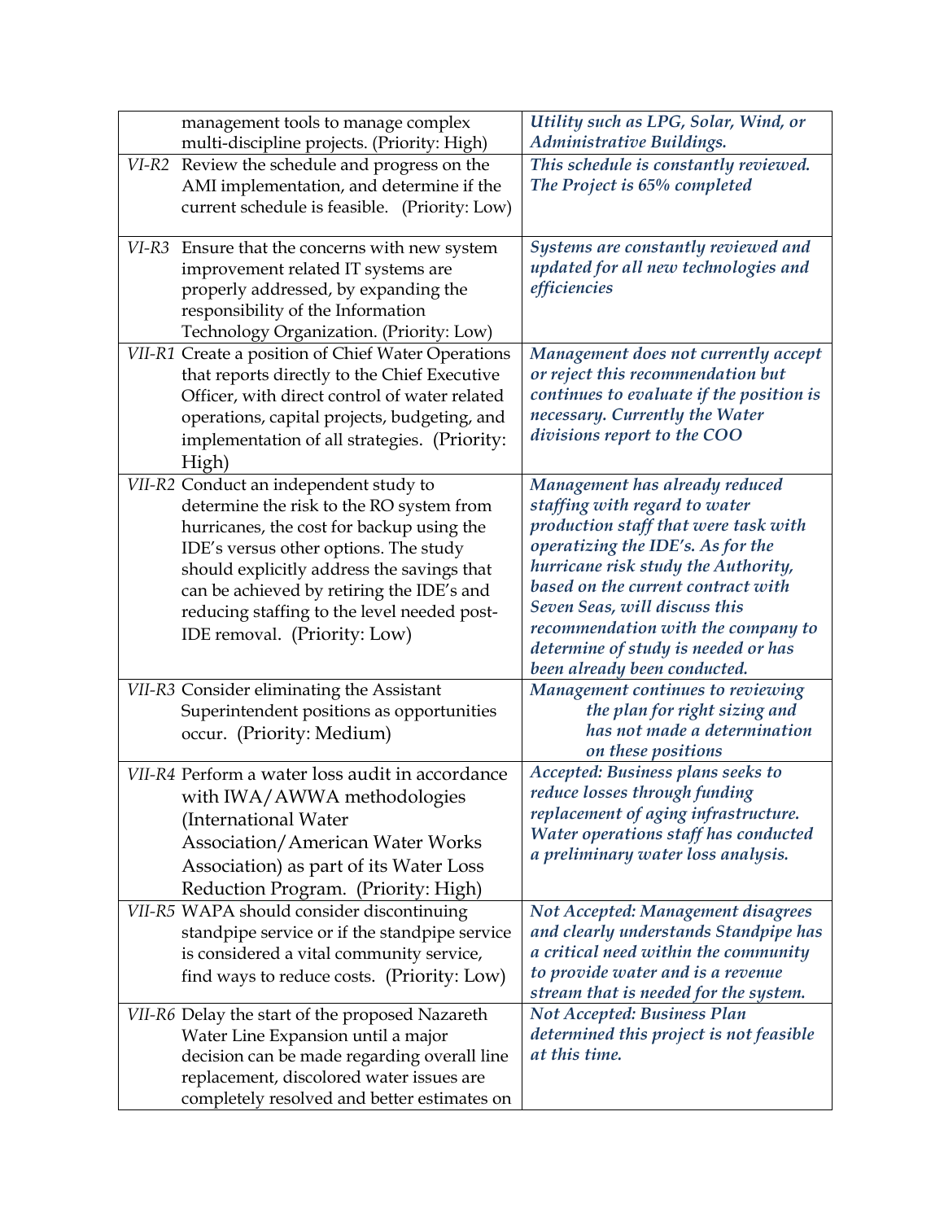| | |
|---|---|
| management tools to manage complex multi-discipline projects. (Priority: High) | ***Utility such as LPG, Solar, Wind, or Administrative Buildings.*** |
| *VI-R2* Review the schedule and progress on the AMI implementation, and determine if the current schedule is feasible. (Priority: Low) | ***This schedule is constantly reviewed. The Project is 65% completed*** |
| *VI-R3* Ensure that the concerns with new system improvement related IT systems are properly addressed, by expanding the responsibility of the Information Technology Organization. (Priority: Low) | ***Systems are constantly reviewed and updated for all new technologies and efficiencies*** |
| *VII-R1* Create a position of Chief Water Operations that reports directly to the Chief Executive Officer, with direct control of water related operations, capital projects, budgeting, and implementation of all strategies. (Priority: High) | ***Management does not currently accept or reject this recommendation but continues to evaluate if the position is necessary. Currently the Water divisions report to the COO*** |
| *VII-R2* Conduct an independent study to determine the risk to the RO system from hurricanes, the cost for backup using the IDE's versus other options. The study should explicitly address the savings that can be achieved by retiring the IDE's and reducing staffing to the level needed post-IDE removal. (Priority: Low) | ***Management has already reduced staffing with regard to water production staff that were task with operatizing the IDE's. As for the hurricane risk study the Authority, based on the current contract with Seven Seas, will discuss this recommendation with the company to determine of study is needed or has been already been conducted.*** |
| *VII-R3* Consider eliminating the Assistant Superintendent positions as opportunities occur. (Priority: Medium) | ***Management continues to reviewing the plan for right sizing and has not made a determination on these positions*** |
| *VII-R4* Perform a water loss audit in accordance with IWA/AWWA methodologies (International Water Association/American Water Works Association) as part of its Water Loss Reduction Program. (Priority: High) | ***Accepted: Business plans seeks to reduce losses through funding replacement of aging infrastructure. Water operations staff has conducted a preliminary water loss analysis.*** |
| *VII-R5* WAPA should consider discontinuing standpipe service or if the standpipe service is considered a vital community service, find ways to reduce costs. (Priority: Low) | ***Not Accepted: Management disagrees and clearly understands Standpipe has a critical need within the community to provide water and is a revenue stream that is needed for the system.*** |
| *VII-R6* Delay the start of the proposed Nazareth Water Line Expansion until a major decision can be made regarding overall line replacement, discolored water issues are completely resolved and better estimates on | ***Not Accepted: Business Plan determined this project is not feasible at this time.*** |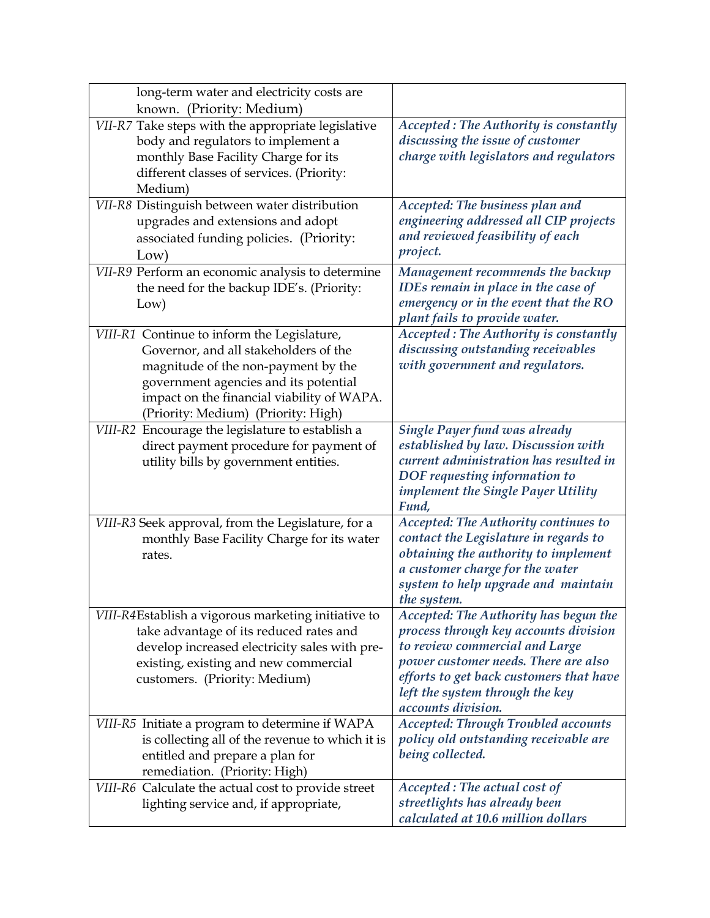| | |
|---|---|
| long-term water and electricity costs are known. (Priority: Medium) | |
| *VII-R7* Take steps with the appropriate legislative body and regulators to implement a monthly Base Facility Charge for its different classes of services. (Priority: Medium) | ***Accepted : The Authority is constantly discussing the issue of customer charge with legislators and regulators*** |
| *VII-R8* Distinguish between water distribution upgrades and extensions and adopt associated funding policies. (Priority: Low) | ***Accepted: The business plan and engineering addressed all CIP projects and reviewed feasibility of each project.*** |
| *VII-R9* Perform an economic analysis to determine the need for the backup IDE's. (Priority: Low) | ***Management recommends the backup IDEs remain in place in the case of emergency or in the event that the RO plant fails to provide water.*** |
| *VIII-R1* Continue to inform the Legislature, Governor, and all stakeholders of the magnitude of the non-payment by the government agencies and its potential impact on the financial viability of WAPA. (Priority: Medium) (Priority: High) | ***Accepted : The Authority is constantly discussing outstanding receivables with government and regulators.*** |
| *VIII-R2* Encourage the legislature to establish a direct payment procedure for payment of utility bills by government entities. | ***Single Payer fund was already established by law. Discussion with current administration has resulted in DOF requesting information to implement the Single Payer Utility Fund,*** |
| *VIII-R3* Seek approval, from the Legislature, for a monthly Base Facility Charge for its water rates. | ***Accepted: The Authority continues to contact the Legislature in regards to obtaining the authority to implement a customer charge for the water system to help upgrade and maintain the system.*** |
| *VIII-R4* Establish a vigorous marketing initiative to take advantage of its reduced rates and develop increased electricity sales with pre-existing, existing and new commercial customers. (Priority: Medium) | ***Accepted: The Authority has begun the process through key accounts division to review commercial and Large power customer needs. There are also efforts to get back customers that have left the system through the key accounts division.*** |
| *VIII-R5* Initiate a program to determine if WAPA is collecting all of the revenue to which it is entitled and prepare a plan for remediation. (Priority: High) | ***Accepted: Through Troubled accounts policy old outstanding receivable are being collected.*** |
| *VIII-R6* Calculate the actual cost to provide street lighting service and, if appropriate, | ***Accepted : The actual cost of streetlights has already been calculated at 10.6 million dollars*** |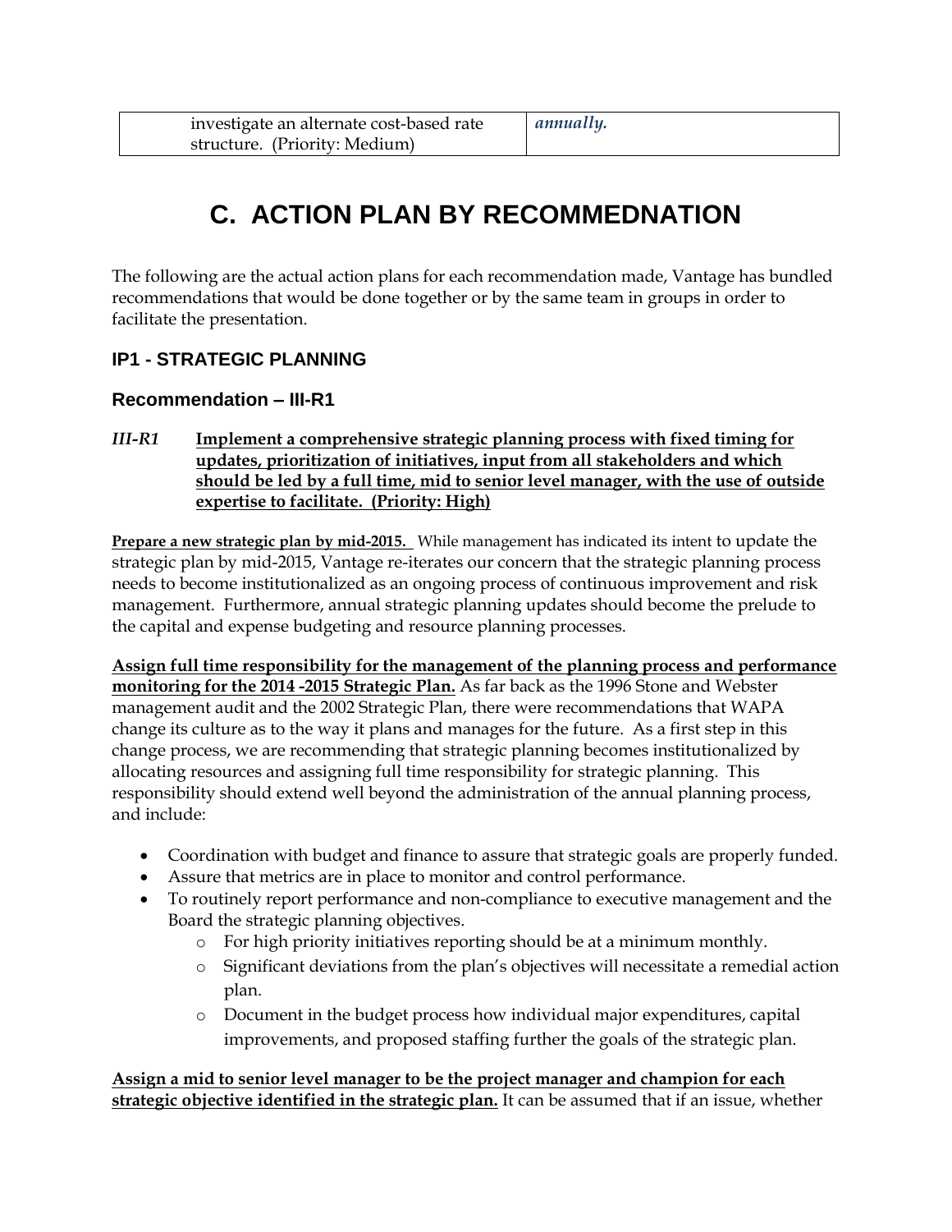| investigate an alternate cost-based rate structure. (Priority: Medium) | *annually.* |
|---|---|

# C. ACTION PLAN BY RECOMMEDNATION

The following are the actual action plans for each recommendation made, Vantage has bundled recommendations that would be done together or by the same team in groups in order to facilitate the presentation.

## IP1 - STRATEGIC PLANNING

### Recommendation – III-R1

*III-R1* **Implement a comprehensive strategic planning process with fixed timing for updates, prioritization of initiatives, input from all stakeholders and which should be led by a full time, mid to senior level manager, with the use of outside expertise to facilitate. (Priority: High)**

**Prepare a new strategic plan by mid-2015.** While management has indicated its intent to update the strategic plan by mid-2015, Vantage re-iterates our concern that the strategic planning process needs to become institutionalized as an ongoing process of continuous improvement and risk management. Furthermore, annual strategic planning updates should become the prelude to the capital and expense budgeting and resource planning processes.

**Assign full time responsibility for the management of the planning process and performance monitoring for the 2014 -2015 Strategic Plan.** As far back as the 1996 Stone and Webster management audit and the 2002 Strategic Plan, there were recommendations that WAPA change its culture as to the way it plans and manages for the future. As a first step in this change process, we are recommending that strategic planning becomes institutionalized by allocating resources and assigning full time responsibility for strategic planning. This responsibility should extend well beyond the administration of the annual planning process, and include:

- Coordination with budget and finance to assure that strategic goals are properly funded.
- Assure that metrics are in place to monitor and control performance.
- To routinely report performance and non-compliance to executive management and the Board the strategic planning objectives.
  - For high priority initiatives reporting should be at a minimum monthly.
  - Significant deviations from the plan's objectives will necessitate a remedial action plan.
  - Document in the budget process how individual major expenditures, capital improvements, and proposed staffing further the goals of the strategic plan.

**Assign a mid to senior level manager to be the project manager and champion for each strategic objective identified in the strategic plan.** It can be assumed that if an issue, whether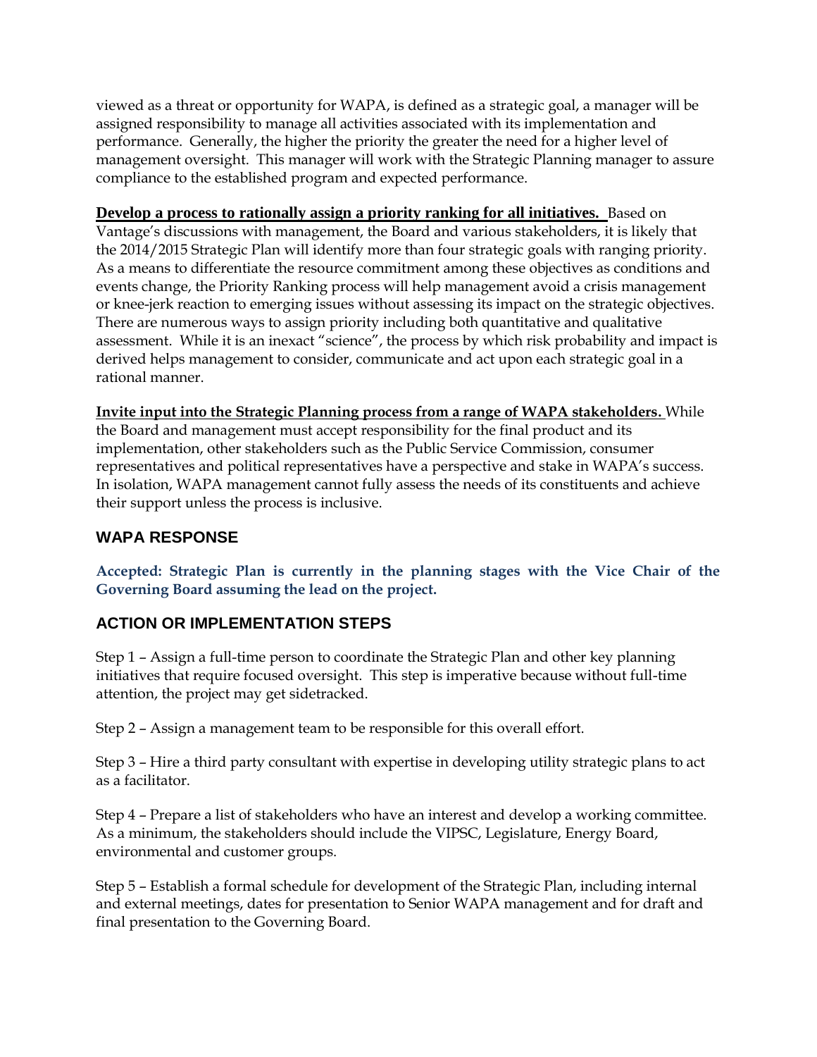viewed as a threat or opportunity for WAPA, is defined as a strategic goal, a manager will be assigned responsibility to manage all activities associated with its implementation and performance. Generally, the higher the priority the greater the need for a higher level of management oversight. This manager will work with the Strategic Planning manager to assure compliance to the established program and expected performance.

**Develop a process to rationally assign a priority ranking for all initiatives.** Based on Vantage's discussions with management, the Board and various stakeholders, it is likely that the 2014/2015 Strategic Plan will identify more than four strategic goals with ranging priority. As a means to differentiate the resource commitment among these objectives as conditions and events change, the Priority Ranking process will help management avoid a crisis management or knee-jerk reaction to emerging issues without assessing its impact on the strategic objectives. There are numerous ways to assign priority including both quantitative and qualitative assessment. While it is an inexact "science", the process by which risk probability and impact is derived helps management to consider, communicate and act upon each strategic goal in a rational manner.

**Invite input into the Strategic Planning process from a range of WAPA stakeholders.** While the Board and management must accept responsibility for the final product and its implementation, other stakeholders such as the Public Service Commission, consumer representatives and political representatives have a perspective and stake in WAPA's success. In isolation, WAPA management cannot fully assess the needs of its constituents and achieve their support unless the process is inclusive.

## WAPA RESPONSE

**Accepted: Strategic Plan is currently in the planning stages with the Vice Chair of the Governing Board assuming the lead on the project.**

## ACTION OR IMPLEMENTATION STEPS

Step 1 – Assign a full-time person to coordinate the Strategic Plan and other key planning initiatives that require focused oversight. This step is imperative because without full-time attention, the project may get sidetracked.

Step 2 – Assign a management team to be responsible for this overall effort.

Step 3 – Hire a third party consultant with expertise in developing utility strategic plans to act as a facilitator.

Step 4 – Prepare a list of stakeholders who have an interest and develop a working committee. As a minimum, the stakeholders should include the VIPSC, Legislature, Energy Board, environmental and customer groups.

Step 5 – Establish a formal schedule for development of the Strategic Plan, including internal and external meetings, dates for presentation to Senior WAPA management and for draft and final presentation to the Governing Board.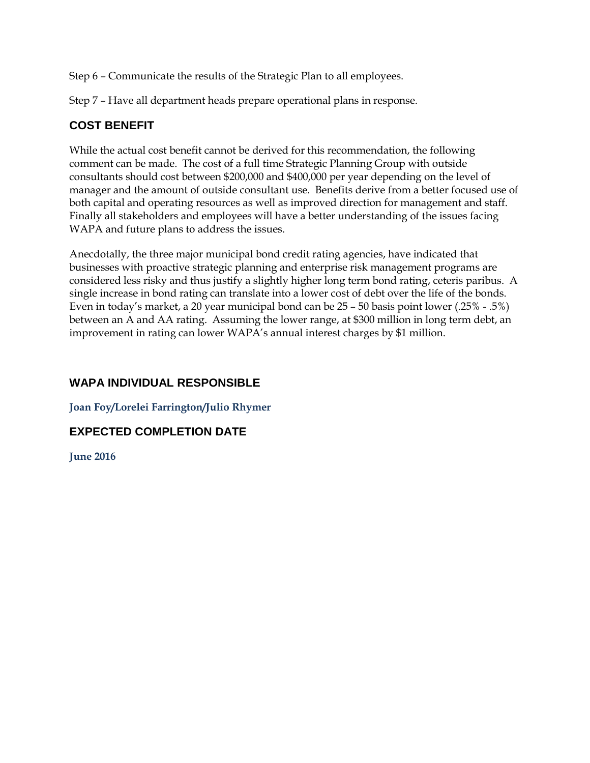Step 6 – Communicate the results of the Strategic Plan to all employees.

Step 7 – Have all department heads prepare operational plans in response.

## COST BENEFIT

While the actual cost benefit cannot be derived for this recommendation, the following comment can be made. The cost of a full time Strategic Planning Group with outside consultants should cost between $200,000 and $400,000 per year depending on the level of manager and the amount of outside consultant use. Benefits derive from a better focused use of both capital and operating resources as well as improved direction for management and staff. Finally all stakeholders and employees will have a better understanding of the issues facing WAPA and future plans to address the issues.

Anecdotally, the three major municipal bond credit rating agencies, have indicated that businesses with proactive strategic planning and enterprise risk management programs are considered less risky and thus justify a slightly higher long term bond rating, ceteris paribus. A single increase in bond rating can translate into a lower cost of debt over the life of the bonds. Even in today's market, a 20 year municipal bond can be 25 – 50 basis point lower (.25% - .5%) between an A and AA rating. Assuming the lower range, at $300 million in long term debt, an improvement in rating can lower WAPA's annual interest charges by $1 million.

## WAPA INDIVIDUAL RESPONSIBLE

**Joan Foy/Lorelei Farrington/Julio Rhymer**

## EXPECTED COMPLETION DATE

**June 2016**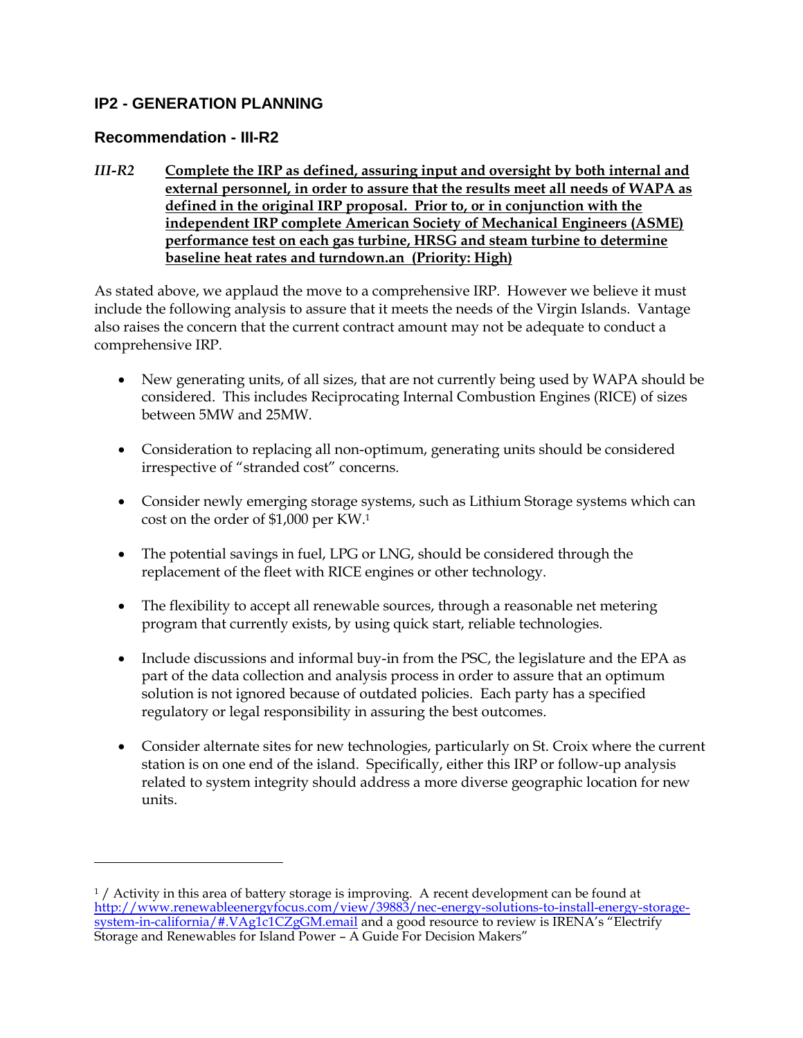## IP2 - GENERATION PLANNING

### Recommendation - III-R2

***III-R2*** **Complete the IRP as defined, assuring input and oversight by both internal and external personnel, in order to assure that the results meet all needs of WAPA as defined in the original IRP proposal. Prior to, or in conjunction with the independent IRP complete American Society of Mechanical Engineers (ASME) performance test on each gas turbine, HRSG and steam turbine to determine baseline heat rates and turndown.an (Priority: High)**

As stated above, we applaud the move to a comprehensive IRP. However we believe it must include the following analysis to assure that it meets the needs of the Virgin Islands. Vantage also raises the concern that the current contract amount may not be adequate to conduct a comprehensive IRP.

- New generating units, of all sizes, that are not currently being used by WAPA should be considered. This includes Reciprocating Internal Combustion Engines (RICE) of sizes between 5MW and 25MW.
- Consideration to replacing all non-optimum, generating units should be considered irrespective of "stranded cost" concerns.
- Consider newly emerging storage systems, such as Lithium Storage systems which can cost on the order of $1,000 per KW.[1]
- The potential savings in fuel, LPG or LNG, should be considered through the replacement of the fleet with RICE engines or other technology.
- The flexibility to accept all renewable sources, through a reasonable net metering program that currently exists, by using quick start, reliable technologies.
- Include discussions and informal buy-in from the PSC, the legislature and the EPA as part of the data collection and analysis process in order to assure that an optimum solution is not ignored because of outdated policies. Each party has a specified regulatory or legal responsibility in assuring the best outcomes.
- Consider alternate sites for new technologies, particularly on St. Croix where the current station is on one end of the island. Specifically, either this IRP or follow-up analysis related to system integrity should address a more diverse geographic location for new units.

---

[1] / Activity in this area of battery storage is improving. A recent development can be found at http://www.renewableenergyfocus.com/view/39883/nec-energy-solutions-to-install-energy-storage-system-in-california/#.VAg1c1CZgGM.email and a good resource to review is IRENA's "Electrify Storage and Renewables for Island Power – A Guide For Decision Makers"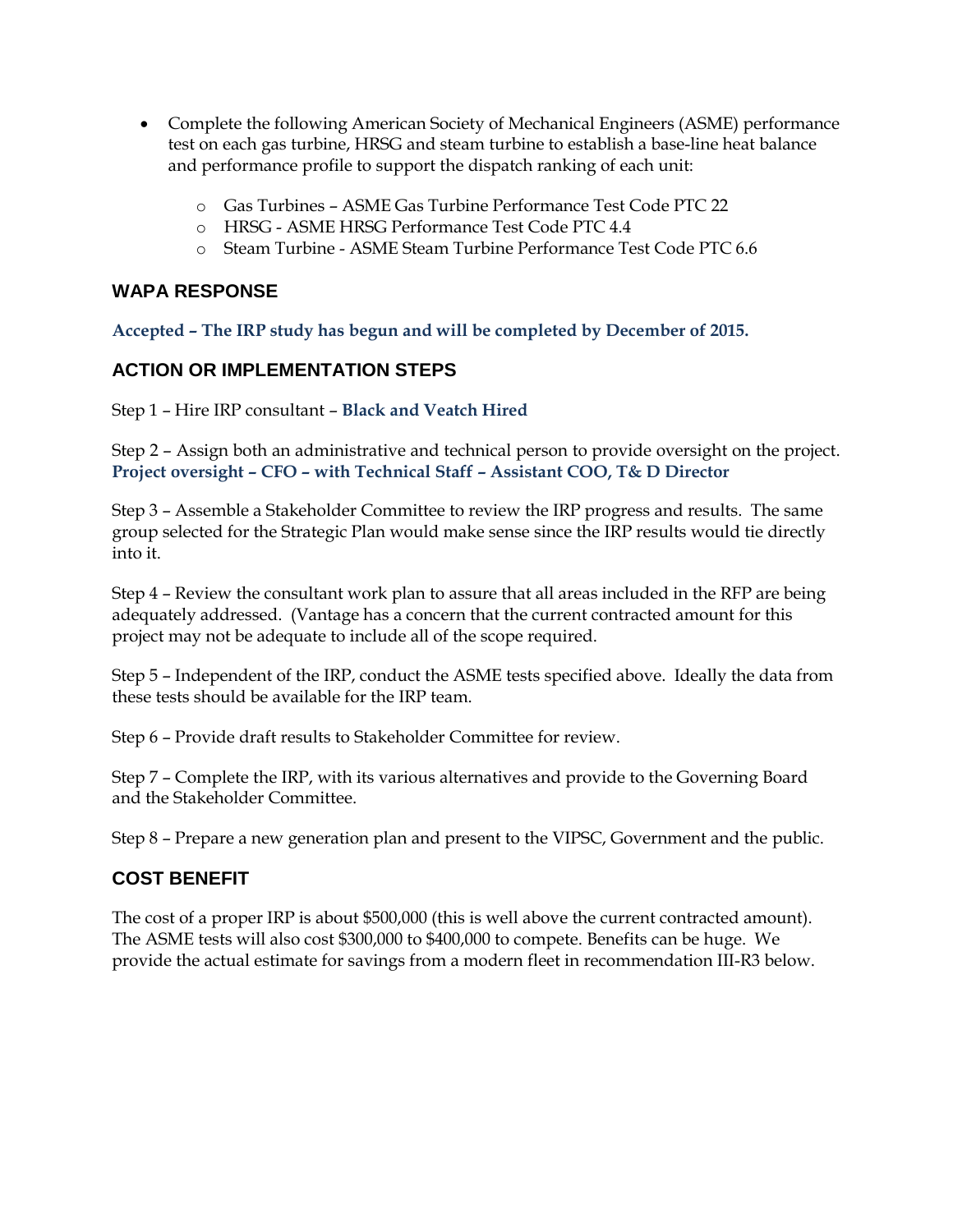- Complete the following American Society of Mechanical Engineers (ASME) performance test on each gas turbine, HRSG and steam turbine to establish a base-line heat balance and performance profile to support the dispatch ranking of each unit:
  - Gas Turbines – ASME Gas Turbine Performance Test Code PTC 22
  - HRSG - ASME HRSG Performance Test Code PTC 4.4
  - Steam Turbine - ASME Steam Turbine Performance Test Code PTC 6.6

## WAPA RESPONSE

**Accepted – The IRP study has begun and will be completed by December of 2015.**

## ACTION OR IMPLEMENTATION STEPS

Step 1 – Hire IRP consultant – **Black and Veatch Hired**

Step 2 – Assign both an administrative and technical person to provide oversight on the project. **Project oversight – CFO – with Technical Staff – Assistant COO, T& D Director**

Step 3 – Assemble a Stakeholder Committee to review the IRP progress and results. The same group selected for the Strategic Plan would make sense since the IRP results would tie directly into it.

Step 4 – Review the consultant work plan to assure that all areas included in the RFP are being adequately addressed. (Vantage has a concern that the current contracted amount for this project may not be adequate to include all of the scope required.

Step 5 – Independent of the IRP, conduct the ASME tests specified above. Ideally the data from these tests should be available for the IRP team.

Step 6 – Provide draft results to Stakeholder Committee for review.

Step 7 – Complete the IRP, with its various alternatives and provide to the Governing Board and the Stakeholder Committee.

Step 8 – Prepare a new generation plan and present to the VIPSC, Government and the public.

## COST BENEFIT

The cost of a proper IRP is about $500,000 (this is well above the current contracted amount). The ASME tests will also cost $300,000 to $400,000 to compete. Benefits can be huge. We provide the actual estimate for savings from a modern fleet in recommendation III-R3 below.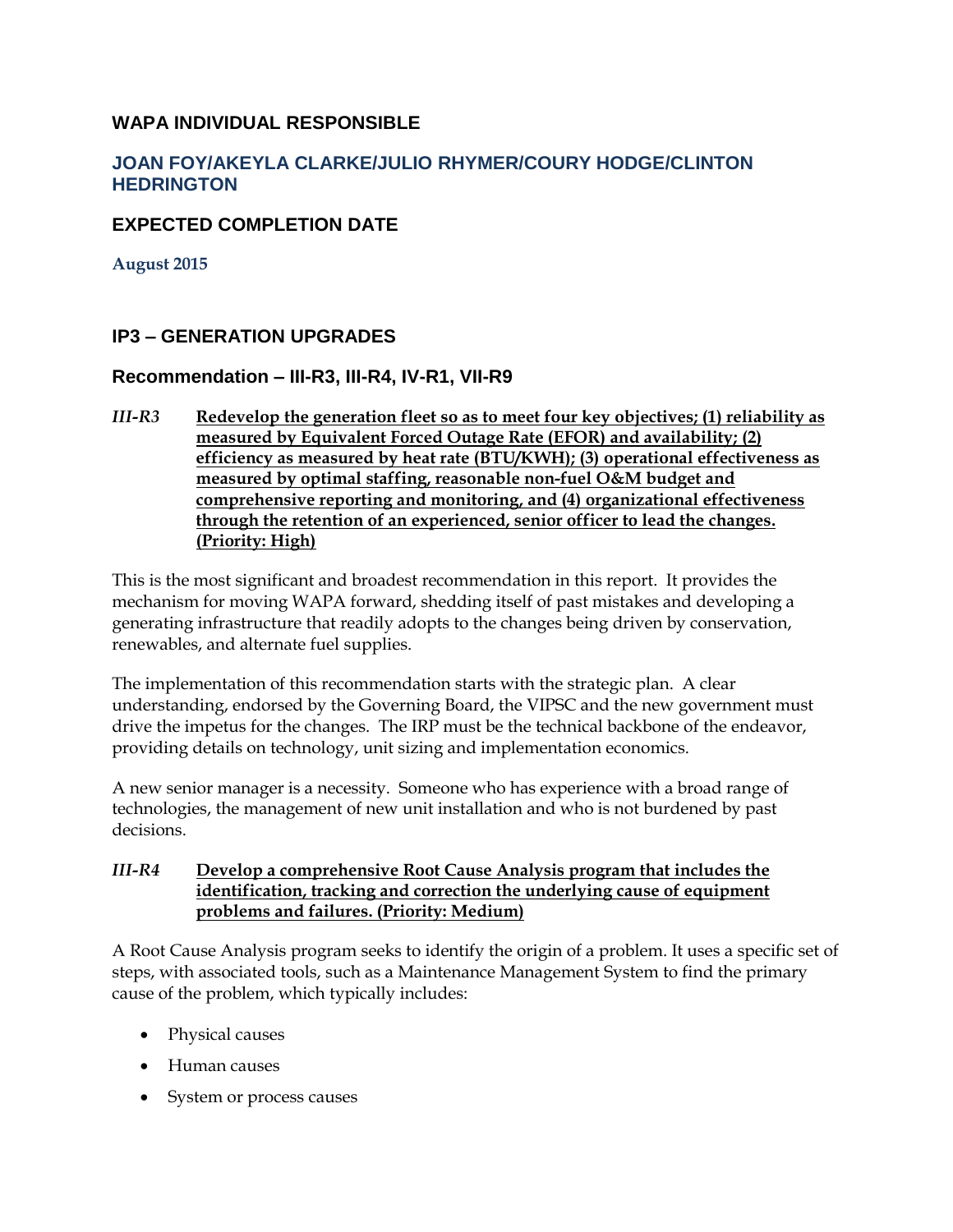### WAPA INDIVIDUAL RESPONSIBLE

### JOAN FOY/AKEYLA CLARKE/JULIO RHYMER/COURY HODGE/CLINTON HEDRINGTON

### EXPECTED COMPLETION DATE

**August 2015**

## IP3 – GENERATION UPGRADES

### Recommendation – III-R3, III-R4, IV-R1, VII-R9

*III-R3* **Redevelop the generation fleet so as to meet four key objectives; (1) reliability as measured by Equivalent Forced Outage Rate (EFOR) and availability; (2) efficiency as measured by heat rate (BTU/KWH); (3) operational effectiveness as measured by optimal staffing, reasonable non-fuel O&M budget and comprehensive reporting and monitoring, and (4) organizational effectiveness through the retention of an experienced, senior officer to lead the changes. (Priority: High)**

This is the most significant and broadest recommendation in this report. It provides the mechanism for moving WAPA forward, shedding itself of past mistakes and developing a generating infrastructure that readily adopts to the changes being driven by conservation, renewables, and alternate fuel supplies.

The implementation of this recommendation starts with the strategic plan. A clear understanding, endorsed by the Governing Board, the VIPSC and the new government must drive the impetus for the changes. The IRP must be the technical backbone of the endeavor, providing details on technology, unit sizing and implementation economics.

A new senior manager is a necessity. Someone who has experience with a broad range of technologies, the management of new unit installation and who is not burdened by past decisions.

*III-R4* **Develop a comprehensive Root Cause Analysis program that includes the identification, tracking and correction the underlying cause of equipment problems and failures. (Priority: Medium)**

A Root Cause Analysis program seeks to identify the origin of a problem. It uses a specific set of steps, with associated tools, such as a Maintenance Management System to find the primary cause of the problem, which typically includes:

- Physical causes
- Human causes
- System or process causes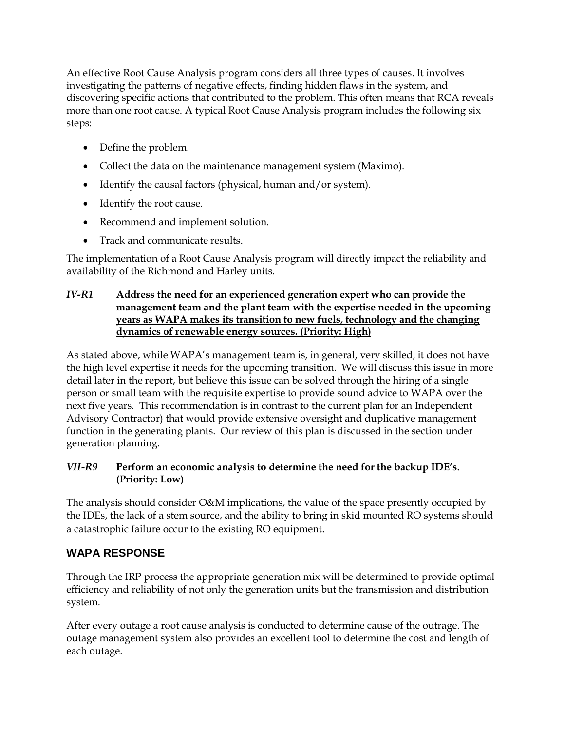An effective Root Cause Analysis program considers all three types of causes. It involves investigating the patterns of negative effects, finding hidden flaws in the system, and discovering specific actions that contributed to the problem. This often means that RCA reveals more than one root cause. A typical Root Cause Analysis program includes the following six steps:

- Define the problem.
- Collect the data on the maintenance management system (Maximo).
- Identify the causal factors (physical, human and/or system).
- Identify the root cause.
- Recommend and implement solution.
- Track and communicate results.

The implementation of a Root Cause Analysis program will directly impact the reliability and availability of the Richmond and Harley units.

***IV-R1*** **<u>Address the need for an experienced generation expert who can provide the management team and the plant team with the expertise needed in the upcoming years as WAPA makes its transition to new fuels, technology and the changing dynamics of renewable energy sources. (Priority: High)</u>**

As stated above, while WAPA's management team is, in general, very skilled, it does not have the high level expertise it needs for the upcoming transition. We will discuss this issue in more detail later in the report, but believe this issue can be solved through the hiring of a single person or small team with the requisite expertise to provide sound advice to WAPA over the next five years. This recommendation is in contrast to the current plan for an Independent Advisory Contractor) that would provide extensive oversight and duplicative management function in the generating plants. Our review of this plan is discussed in the section under generation planning.

***VII-R9*** **<u>Perform an economic analysis to determine the need for the backup IDE's. (Priority: Low)</u>**

The analysis should consider O&M implications, the value of the space presently occupied by the IDEs, the lack of a stem source, and the ability to bring in skid mounted RO systems should a catastrophic failure occur to the existing RO equipment.

## WAPA RESPONSE

Through the IRP process the appropriate generation mix will be determined to provide optimal efficiency and reliability of not only the generation units but the transmission and distribution system.

After every outage a root cause analysis is conducted to determine cause of the outrage. The outage management system also provides an excellent tool to determine the cost and length of each outage.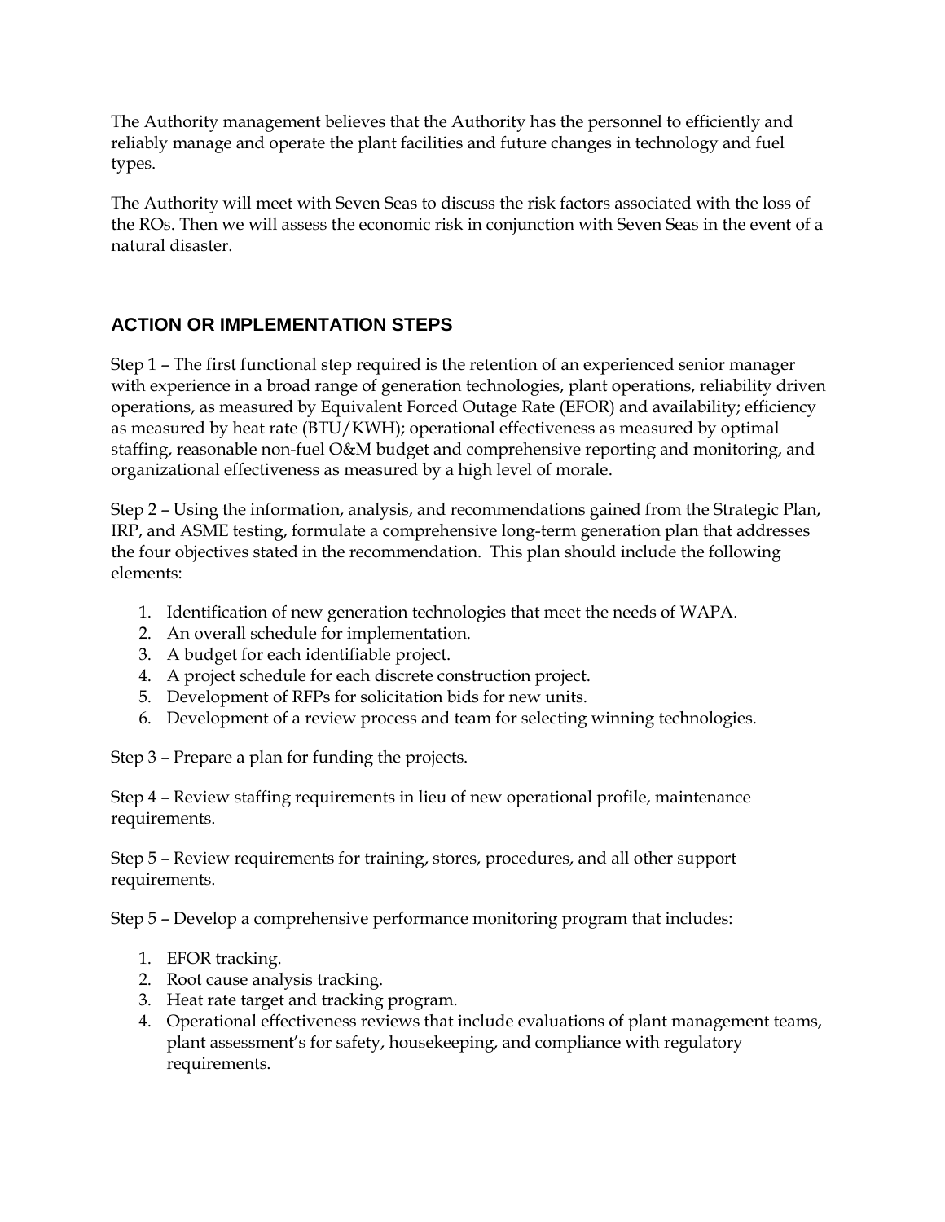The Authority management believes that the Authority has the personnel to efficiently and reliably manage and operate the plant facilities and future changes in technology and fuel types.

The Authority will meet with Seven Seas to discuss the risk factors associated with the loss of the ROs. Then we will assess the economic risk in conjunction with Seven Seas in the event of a natural disaster.

## ACTION OR IMPLEMENTATION STEPS

Step 1 – The first functional step required is the retention of an experienced senior manager with experience in a broad range of generation technologies, plant operations, reliability driven operations, as measured by Equivalent Forced Outage Rate (EFOR) and availability; efficiency as measured by heat rate (BTU/KWH); operational effectiveness as measured by optimal staffing, reasonable non-fuel O&M budget and comprehensive reporting and monitoring, and organizational effectiveness as measured by a high level of morale.

Step 2 – Using the information, analysis, and recommendations gained from the Strategic Plan, IRP, and ASME testing, formulate a comprehensive long-term generation plan that addresses the four objectives stated in the recommendation. This plan should include the following elements:

1. Identification of new generation technologies that meet the needs of WAPA.
2. An overall schedule for implementation.
3. A budget for each identifiable project.
4. A project schedule for each discrete construction project.
5. Development of RFPs for solicitation bids for new units.
6. Development of a review process and team for selecting winning technologies.

Step 3 – Prepare a plan for funding the projects.

Step 4 – Review staffing requirements in lieu of new operational profile, maintenance requirements.

Step 5 – Review requirements for training, stores, procedures, and all other support requirements.

Step 5 – Develop a comprehensive performance monitoring program that includes:

1. EFOR tracking.
2. Root cause analysis tracking.
3. Heat rate target and tracking program.
4. Operational effectiveness reviews that include evaluations of plant management teams, plant assessment's for safety, housekeeping, and compliance with regulatory requirements.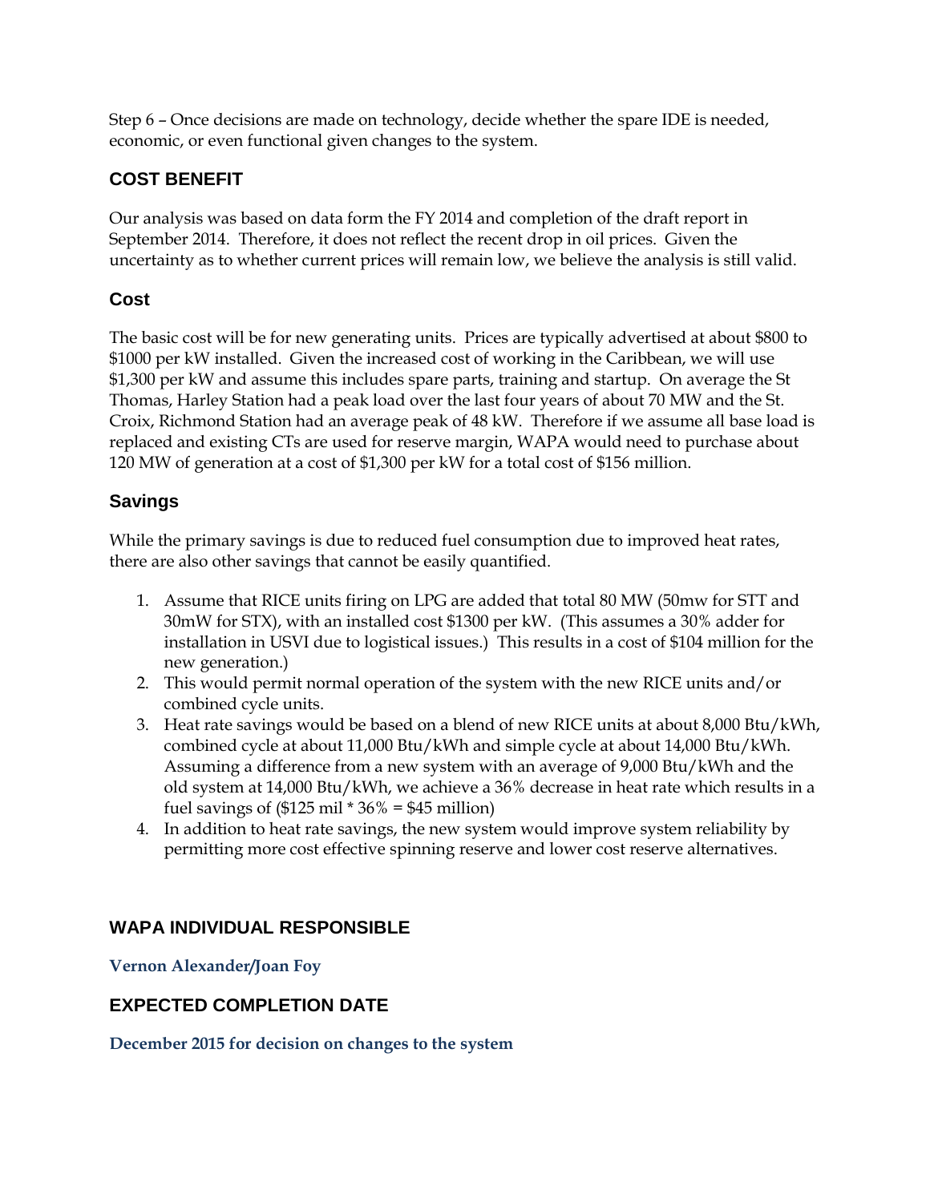Step 6 – Once decisions are made on technology, decide whether the spare IDE is needed, economic, or even functional given changes to the system.

## COST BENEFIT

Our analysis was based on data form the FY 2014 and completion of the draft report in September 2014. Therefore, it does not reflect the recent drop in oil prices. Given the uncertainty as to whether current prices will remain low, we believe the analysis is still valid.

### Cost

The basic cost will be for new generating units. Prices are typically advertised at about $800 to $1000 per kW installed. Given the increased cost of working in the Caribbean, we will use $1,300 per kW and assume this includes spare parts, training and startup. On average the St Thomas, Harley Station had a peak load over the last four years of about 70 MW and the St. Croix, Richmond Station had an average peak of 48 kW. Therefore if we assume all base load is replaced and existing CTs are used for reserve margin, WAPA would need to purchase about 120 MW of generation at a cost of $1,300 per kW for a total cost of $156 million.

### Savings

While the primary savings is due to reduced fuel consumption due to improved heat rates, there are also other savings that cannot be easily quantified.

1. Assume that RICE units firing on LPG are added that total 80 MW (50mw for STT and 30mW for STX), with an installed cost $1300 per kW. (This assumes a 30% adder for installation in USVI due to logistical issues.) This results in a cost of $104 million for the new generation.)
2. This would permit normal operation of the system with the new RICE units and/or combined cycle units.
3. Heat rate savings would be based on a blend of new RICE units at about 8,000 Btu/kWh, combined cycle at about 11,000 Btu/kWh and simple cycle at about 14,000 Btu/kWh. Assuming a difference from a new system with an average of 9,000 Btu/kWh and the old system at 14,000 Btu/kWh, we achieve a 36% decrease in heat rate which results in a fuel savings of ($125 mil * 36% = $45 million)
4. In addition to heat rate savings, the new system would improve system reliability by permitting more cost effective spinning reserve and lower cost reserve alternatives.

## WAPA INDIVIDUAL RESPONSIBLE

**Vernon Alexander/Joan Foy**

## EXPECTED COMPLETION DATE

**December 2015 for decision on changes to the system**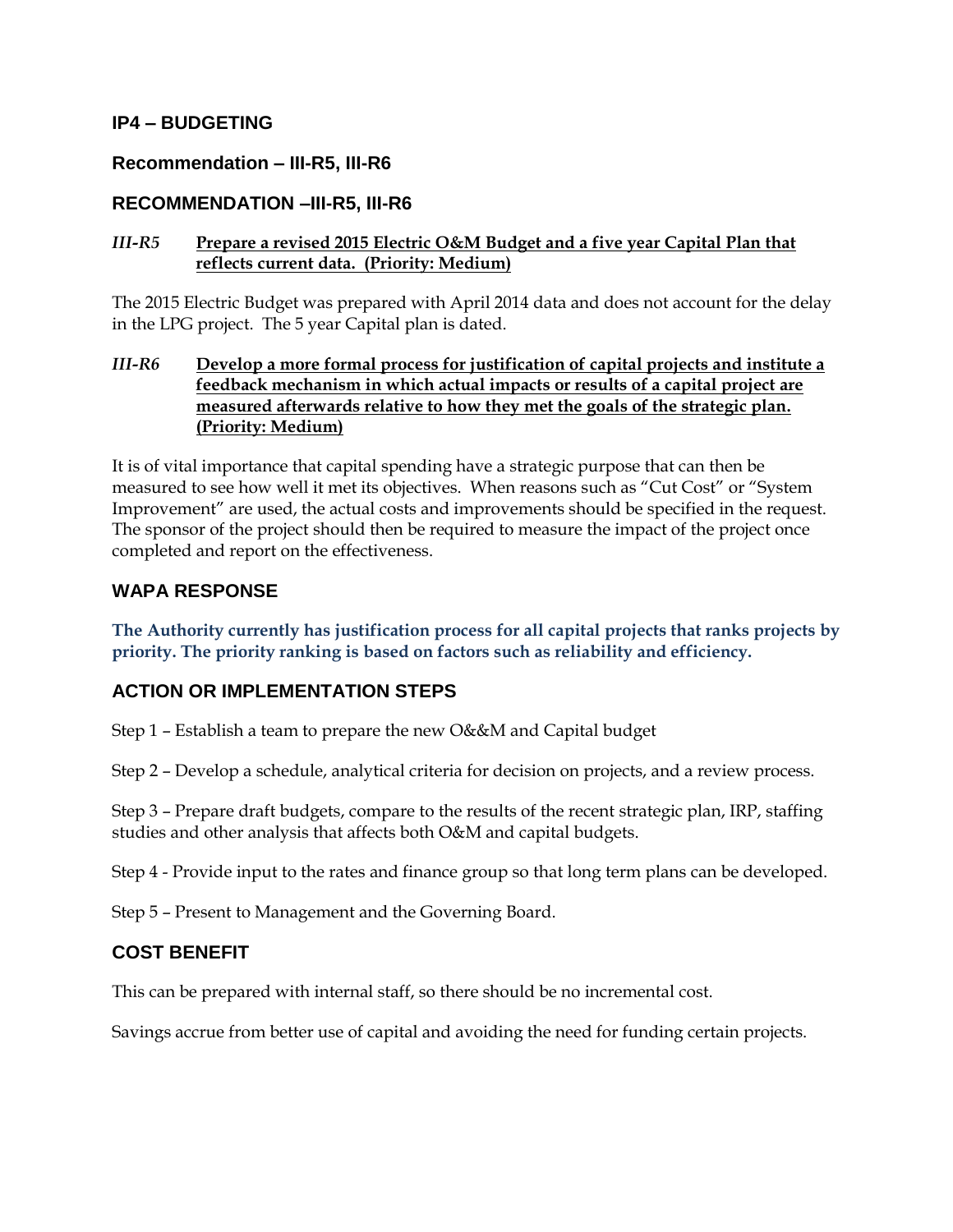## IP4 – BUDGETING

### Recommendation – III-R5, III-R6

### RECOMMENDATION –III-R5, III-R6

***III-R5*** **Prepare a revised 2015 Electric O&M Budget and a five year Capital Plan that reflects current data. (Priority: Medium)**

The 2015 Electric Budget was prepared with April 2014 data and does not account for the delay in the LPG project. The 5 year Capital plan is dated.

***III-R6*** **Develop a more formal process for justification of capital projects and institute a feedback mechanism in which actual impacts or results of a capital project are measured afterwards relative to how they met the goals of the strategic plan. (Priority: Medium)**

It is of vital importance that capital spending have a strategic purpose that can then be measured to see how well it met its objectives. When reasons such as "Cut Cost" or "System Improvement" are used, the actual costs and improvements should be specified in the request. The sponsor of the project should then be required to measure the impact of the project once completed and report on the effectiveness.

### WAPA RESPONSE

**The Authority currently has justification process for all capital projects that ranks projects by priority. The priority ranking is based on factors such as reliability and efficiency.**

### ACTION OR IMPLEMENTATION STEPS

Step 1 – Establish a team to prepare the new O&&M and Capital budget

Step 2 – Develop a schedule, analytical criteria for decision on projects, and a review process.

Step 3 – Prepare draft budgets, compare to the results of the recent strategic plan, IRP, staffing studies and other analysis that affects both O&M and capital budgets.

Step 4 - Provide input to the rates and finance group so that long term plans can be developed.

Step 5 – Present to Management and the Governing Board.

### COST BENEFIT

This can be prepared with internal staff, so there should be no incremental cost.

Savings accrue from better use of capital and avoiding the need for funding certain projects.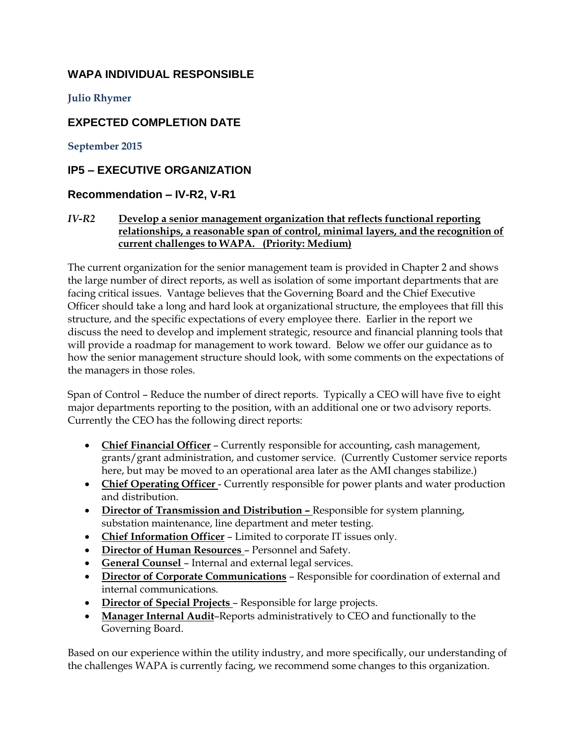## WAPA INDIVIDUAL RESPONSIBLE

**Julio Rhymer**

## EXPECTED COMPLETION DATE

**September 2015**

## IP5 – EXECUTIVE ORGANIZATION

### Recommendation – IV-R2, V-R1

*IV-R2* **Develop a senior management organization that reflects functional reporting relationships, a reasonable span of control, minimal layers, and the recognition of current challenges to WAPA. (Priority: Medium)**

The current organization for the senior management team is provided in Chapter 2 and shows the large number of direct reports, as well as isolation of some important departments that are facing critical issues. Vantage believes that the Governing Board and the Chief Executive Officer should take a long and hard look at organizational structure, the employees that fill this structure, and the specific expectations of every employee there. Earlier in the report we discuss the need to develop and implement strategic, resource and financial planning tools that will provide a roadmap for management to work toward. Below we offer our guidance as to how the senior management structure should look, with some comments on the expectations of the managers in those roles.

Span of Control – Reduce the number of direct reports. Typically a CEO will have five to eight major departments reporting to the position, with an additional one or two advisory reports. Currently the CEO has the following direct reports:

- **Chief Financial Officer** – Currently responsible for accounting, cash management, grants/grant administration, and customer service. (Currently Customer service reports here, but may be moved to an operational area later as the AMI changes stabilize.)
- **Chief Operating Officer** - Currently responsible for power plants and water production and distribution.
- **Director of Transmission and Distribution –** Responsible for system planning, substation maintenance, line department and meter testing.
- **Chief Information Officer** – Limited to corporate IT issues only.
- **Director of Human Resources** – Personnel and Safety.
- **General Counsel** – Internal and external legal services.
- **Director of Corporate Communications** – Responsible for coordination of external and internal communications.
- **Director of Special Projects** – Responsible for large projects.
- **Manager Internal Audit**–Reports administratively to CEO and functionally to the Governing Board.

Based on our experience within the utility industry, and more specifically, our understanding of the challenges WAPA is currently facing, we recommend some changes to this organization.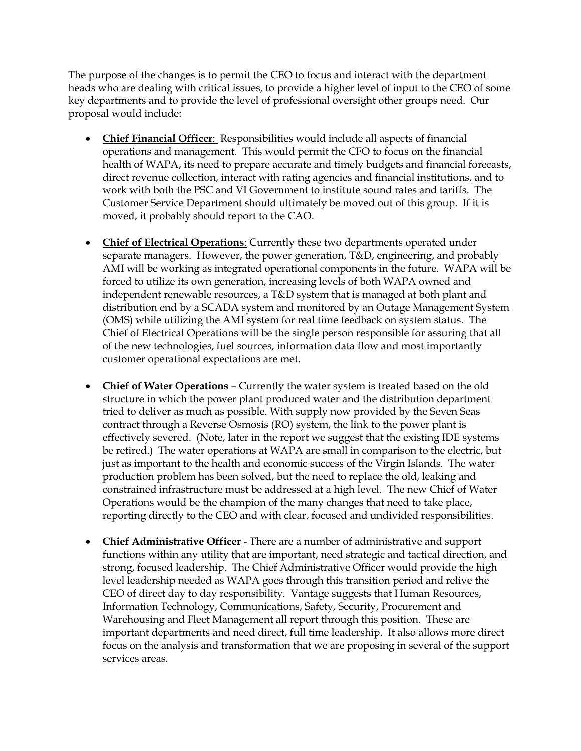The purpose of the changes is to permit the CEO to focus and interact with the department heads who are dealing with critical issues, to provide a higher level of input to the CEO of some key departments and to provide the level of professional oversight other groups need. Our proposal would include:

- **Chief Financial Officer**: Responsibilities would include all aspects of financial operations and management. This would permit the CFO to focus on the financial health of WAPA, its need to prepare accurate and timely budgets and financial forecasts, direct revenue collection, interact with rating agencies and financial institutions, and to work with both the PSC and VI Government to institute sound rates and tariffs. The Customer Service Department should ultimately be moved out of this group. If it is moved, it probably should report to the CAO.

- **Chief of Electrical Operations**: Currently these two departments operated under separate managers. However, the power generation, T&D, engineering, and probably AMI will be working as integrated operational components in the future. WAPA will be forced to utilize its own generation, increasing levels of both WAPA owned and independent renewable resources, a T&D system that is managed at both plant and distribution end by a SCADA system and monitored by an Outage Management System (OMS) while utilizing the AMI system for real time feedback on system status. The Chief of Electrical Operations will be the single person responsible for assuring that all of the new technologies, fuel sources, information data flow and most importantly customer operational expectations are met.

- **Chief of Water Operations** – Currently the water system is treated based on the old structure in which the power plant produced water and the distribution department tried to deliver as much as possible. With supply now provided by the Seven Seas contract through a Reverse Osmosis (RO) system, the link to the power plant is effectively severed. (Note, later in the report we suggest that the existing IDE systems be retired.) The water operations at WAPA are small in comparison to the electric, but just as important to the health and economic success of the Virgin Islands. The water production problem has been solved, but the need to replace the old, leaking and constrained infrastructure must be addressed at a high level. The new Chief of Water Operations would be the champion of the many changes that need to take place, reporting directly to the CEO and with clear, focused and undivided responsibilities.

- **Chief Administrative Officer** - There are a number of administrative and support functions within any utility that are important, need strategic and tactical direction, and strong, focused leadership. The Chief Administrative Officer would provide the high level leadership needed as WAPA goes through this transition period and relive the CEO of direct day to day responsibility. Vantage suggests that Human Resources, Information Technology, Communications, Safety, Security, Procurement and Warehousing and Fleet Management all report through this position. These are important departments and need direct, full time leadership. It also allows more direct focus on the analysis and transformation that we are proposing in several of the support services areas.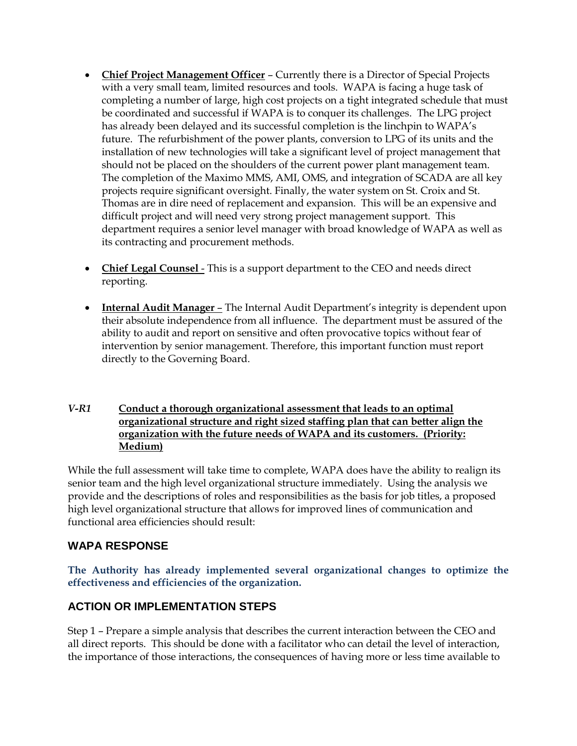- **Chief Project Management Officer** – Currently there is a Director of Special Projects with a very small team, limited resources and tools. WAPA is facing a huge task of completing a number of large, high cost projects on a tight integrated schedule that must be coordinated and successful if WAPA is to conquer its challenges. The LPG project has already been delayed and its successful completion is the linchpin to WAPA's future. The refurbishment of the power plants, conversion to LPG of its units and the installation of new technologies will take a significant level of project management that should not be placed on the shoulders of the current power plant management team. The completion of the Maximo MMS, AMI, OMS, and integration of SCADA are all key projects require significant oversight. Finally, the water system on St. Croix and St. Thomas are in dire need of replacement and expansion. This will be an expensive and difficult project and will need very strong project management support. This department requires a senior level manager with broad knowledge of WAPA as well as its contracting and procurement methods.

- **Chief Legal Counsel** - This is a support department to the CEO and needs direct reporting.

- **Internal Audit Manager** – The Internal Audit Department's integrity is dependent upon their absolute independence from all influence. The department must be assured of the ability to audit and report on sensitive and often provocative topics without fear of intervention by senior management. Therefore, this important function must report directly to the Governing Board.

***V-R1*** **Conduct a thorough organizational assessment that leads to an optimal organizational structure and right sized staffing plan that can better align the organization with the future needs of WAPA and its customers. (Priority: Medium)**

While the full assessment will take time to complete, WAPA does have the ability to realign its senior team and the high level organizational structure immediately. Using the analysis we provide and the descriptions of roles and responsibilities as the basis for job titles, a proposed high level organizational structure that allows for improved lines of communication and functional area efficiencies should result:

## WAPA RESPONSE

**The Authority has already implemented several organizational changes to optimize the effectiveness and efficiencies of the organization.**

## ACTION OR IMPLEMENTATION STEPS

Step 1 – Prepare a simple analysis that describes the current interaction between the CEO and all direct reports. This should be done with a facilitator who can detail the level of interaction, the importance of those interactions, the consequences of having more or less time available to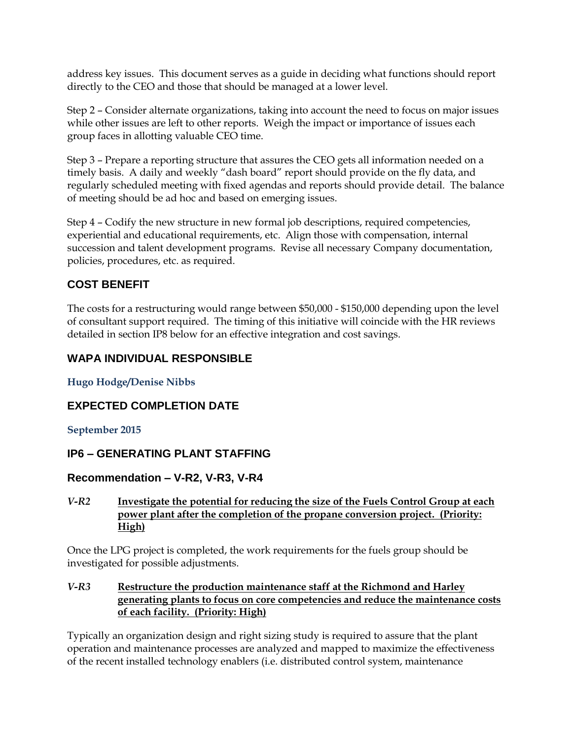address key issues. This document serves as a guide in deciding what functions should report directly to the CEO and those that should be managed at a lower level.

Step 2 – Consider alternate organizations, taking into account the need to focus on major issues while other issues are left to other reports. Weigh the impact or importance of issues each group faces in allotting valuable CEO time.

Step 3 – Prepare a reporting structure that assures the CEO gets all information needed on a timely basis. A daily and weekly "dash board" report should provide on the fly data, and regularly scheduled meeting with fixed agendas and reports should provide detail. The balance of meeting should be ad hoc and based on emerging issues.

Step 4 – Codify the new structure in new formal job descriptions, required competencies, experiential and educational requirements, etc. Align those with compensation, internal succession and talent development programs. Revise all necessary Company documentation, policies, procedures, etc. as required.

## COST BENEFIT

The costs for a restructuring would range between $50,000 - $150,000 depending upon the level of consultant support required. The timing of this initiative will coincide with the HR reviews detailed in section IP8 below for an effective integration and cost savings.

## WAPA INDIVIDUAL RESPONSIBLE

**Hugo Hodge/Denise Nibbs**

## EXPECTED COMPLETION DATE

**September 2015**

## IP6 – GENERATING PLANT STAFFING

### Recommendation – V-R2, V-R3, V-R4

***V-R2*** **Investigate the potential for reducing the size of the Fuels Control Group at each power plant after the completion of the propane conversion project. (Priority: High)**

Once the LPG project is completed, the work requirements for the fuels group should be investigated for possible adjustments.

***V-R3*** **Restructure the production maintenance staff at the Richmond and Harley generating plants to focus on core competencies and reduce the maintenance costs of each facility. (Priority: High)**

Typically an organization design and right sizing study is required to assure that the plant operation and maintenance processes are analyzed and mapped to maximize the effectiveness of the recent installed technology enablers (i.e. distributed control system, maintenance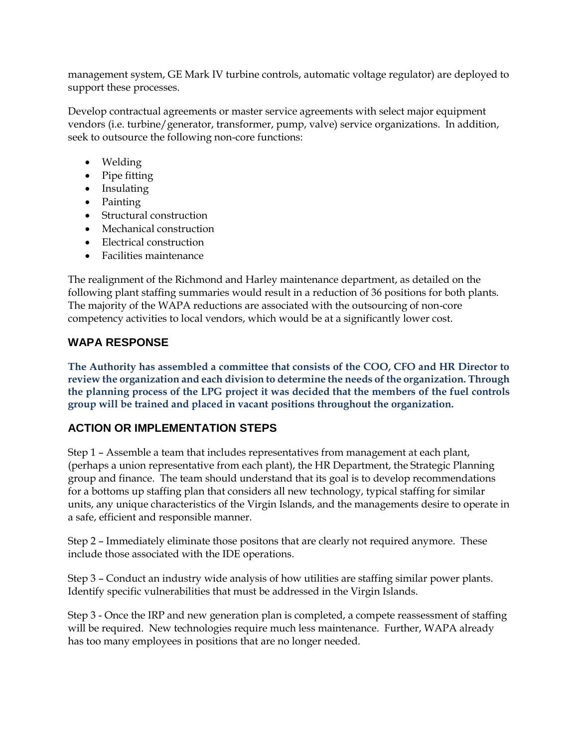management system, GE Mark IV turbine controls, automatic voltage regulator) are deployed to support these processes.

Develop contractual agreements or master service agreements with select major equipment vendors (i.e. turbine/generator, transformer, pump, valve) service organizations. In addition, seek to outsource the following non-core functions:

- Welding
- Pipe fitting
- Insulating
- Painting
- Structural construction
- Mechanical construction
- Electrical construction
- Facilities maintenance

The realignment of the Richmond and Harley maintenance department, as detailed on the following plant staffing summaries would result in a reduction of 36 positions for both plants. The majority of the WAPA reductions are associated with the outsourcing of non-core competency activities to local vendors, which would be at a significantly lower cost.

## WAPA RESPONSE

**The Authority has assembled a committee that consists of the COO, CFO and HR Director to review the organization and each division to determine the needs of the organization. Through the planning process of the LPG project it was decided that the members of the fuel controls group will be trained and placed in vacant positions throughout the organization.**

## ACTION OR IMPLEMENTATION STEPS

Step 1 – Assemble a team that includes representatives from management at each plant, (perhaps a union representative from each plant), the HR Department, the Strategic Planning group and finance. The team should understand that its goal is to develop recommendations for a bottoms up staffing plan that considers all new technology, typical staffing for similar units, any unique characteristics of the Virgin Islands, and the managements desire to operate in a safe, efficient and responsible manner.

Step 2 – Immediately eliminate those positons that are clearly not required anymore. These include those associated with the IDE operations.

Step 3 – Conduct an industry wide analysis of how utilities are staffing similar power plants. Identify specific vulnerabilities that must be addressed in the Virgin Islands.

Step 3 - Once the IRP and new generation plan is completed, a compete reassessment of staffing will be required. New technologies require much less maintenance. Further, WAPA already has too many employees in positions that are no longer needed.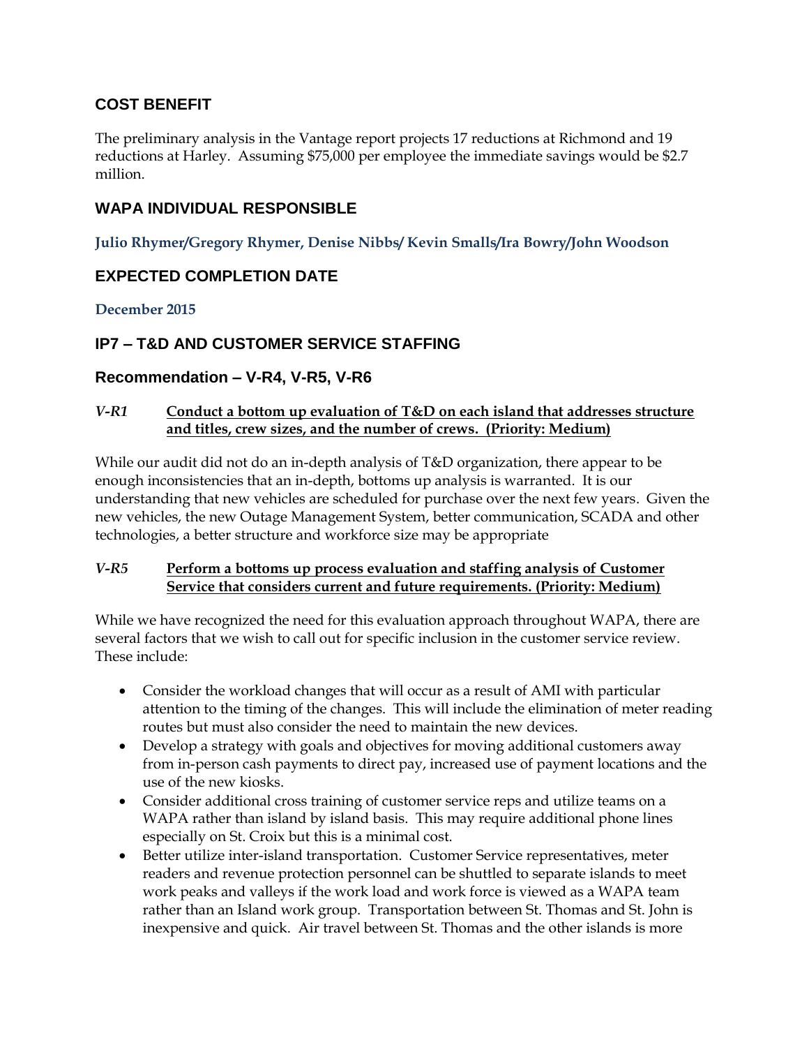## COST BENEFIT

The preliminary analysis in the Vantage report projects 17 reductions at Richmond and 19 reductions at Harley. Assuming $75,000 per employee the immediate savings would be $2.7 million.

## WAPA INDIVIDUAL RESPONSIBLE

**Julio Rhymer/Gregory Rhymer, Denise Nibbs/ Kevin Smalls/Ira Bowry/John Woodson**

## EXPECTED COMPLETION DATE

**December 2015**

## IP7 – T&D AND CUSTOMER SERVICE STAFFING

### Recommendation – V-R4, V-R5, V-R6

***V-R1*** **<u>Conduct a bottom up evaluation of T&D on each island that addresses structure and titles, crew sizes, and the number of crews. (Priority: Medium)</u>**

While our audit did not do an in-depth analysis of T&D organization, there appear to be enough inconsistencies that an in-depth, bottoms up analysis is warranted. It is our understanding that new vehicles are scheduled for purchase over the next few years. Given the new vehicles, the new Outage Management System, better communication, SCADA and other technologies, a better structure and workforce size may be appropriate

***V-R5*** **<u>Perform a bottoms up process evaluation and staffing analysis of Customer Service that considers current and future requirements. (Priority: Medium)</u>**

While we have recognized the need for this evaluation approach throughout WAPA, there are several factors that we wish to call out for specific inclusion in the customer service review. These include:

- Consider the workload changes that will occur as a result of AMI with particular attention to the timing of the changes. This will include the elimination of meter reading routes but must also consider the need to maintain the new devices.
- Develop a strategy with goals and objectives for moving additional customers away from in-person cash payments to direct pay, increased use of payment locations and the use of the new kiosks.
- Consider additional cross training of customer service reps and utilize teams on a WAPA rather than island by island basis. This may require additional phone lines especially on St. Croix but this is a minimal cost.
- Better utilize inter-island transportation. Customer Service representatives, meter readers and revenue protection personnel can be shuttled to separate islands to meet work peaks and valleys if the work load and work force is viewed as a WAPA team rather than an Island work group. Transportation between St. Thomas and St. John is inexpensive and quick. Air travel between St. Thomas and the other islands is more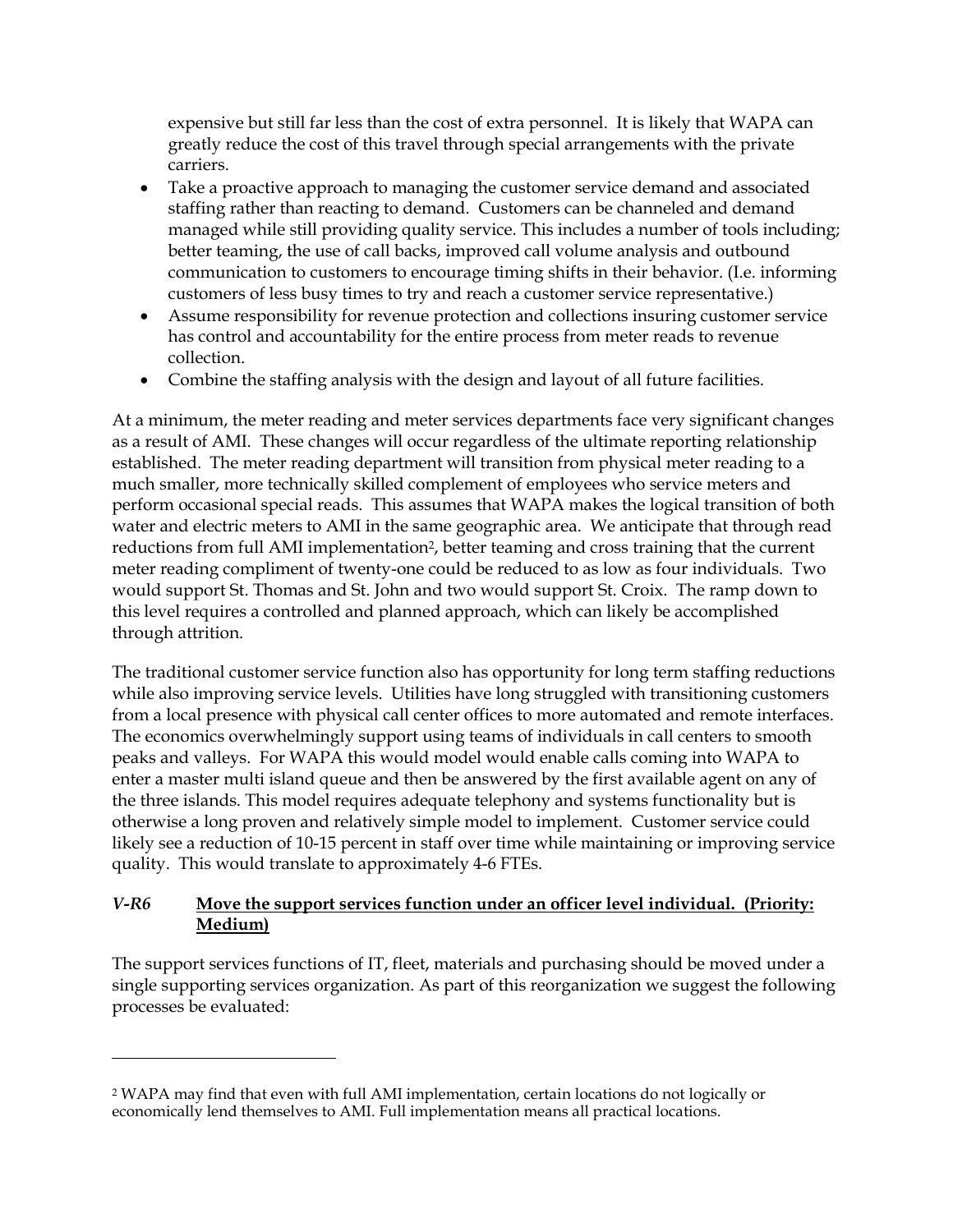expensive but still far less than the cost of extra personnel. It is likely that WAPA can greatly reduce the cost of this travel through special arrangements with the private carriers.

- Take a proactive approach to managing the customer service demand and associated staffing rather than reacting to demand. Customers can be channeled and demand managed while still providing quality service. This includes a number of tools including; better teaming, the use of call backs, improved call volume analysis and outbound communication to customers to encourage timing shifts in their behavior. (I.e. informing customers of less busy times to try and reach a customer service representative.)
- Assume responsibility for revenue protection and collections insuring customer service has control and accountability for the entire process from meter reads to revenue collection.
- Combine the staffing analysis with the design and layout of all future facilities.

At a minimum, the meter reading and meter services departments face very significant changes as a result of AMI. These changes will occur regardless of the ultimate reporting relationship established. The meter reading department will transition from physical meter reading to a much smaller, more technically skilled complement of employees who service meters and perform occasional special reads. This assumes that WAPA makes the logical transition of both water and electric meters to AMI in the same geographic area. We anticipate that through read reductions from full AMI implementation[2], better teaming and cross training that the current meter reading compliment of twenty-one could be reduced to as low as four individuals. Two would support St. Thomas and St. John and two would support St. Croix. The ramp down to this level requires a controlled and planned approach, which can likely be accomplished through attrition.

The traditional customer service function also has opportunity for long term staffing reductions while also improving service levels. Utilities have long struggled with transitioning customers from a local presence with physical call center offices to more automated and remote interfaces. The economics overwhelmingly support using teams of individuals in call centers to smooth peaks and valleys. For WAPA this would model would enable calls coming into WAPA to enter a master multi island queue and then be answered by the first available agent on any of the three islands. This model requires adequate telephony and systems functionality but is otherwise a long proven and relatively simple model to implement. Customer service could likely see a reduction of 10-15 percent in staff over time while maintaining or improving service quality. This would translate to approximately 4-6 FTEs.

### *V-R6* <u>**Move the support services function under an officer level individual. (Priority: Medium)**</u>

The support services functions of IT, fleet, materials and purchasing should be moved under a single supporting services organization. As part of this reorganization we suggest the following processes be evaluated:

---

[2] WAPA may find that even with full AMI implementation, certain locations do not logically or economically lend themselves to AMI. Full implementation means all practical locations.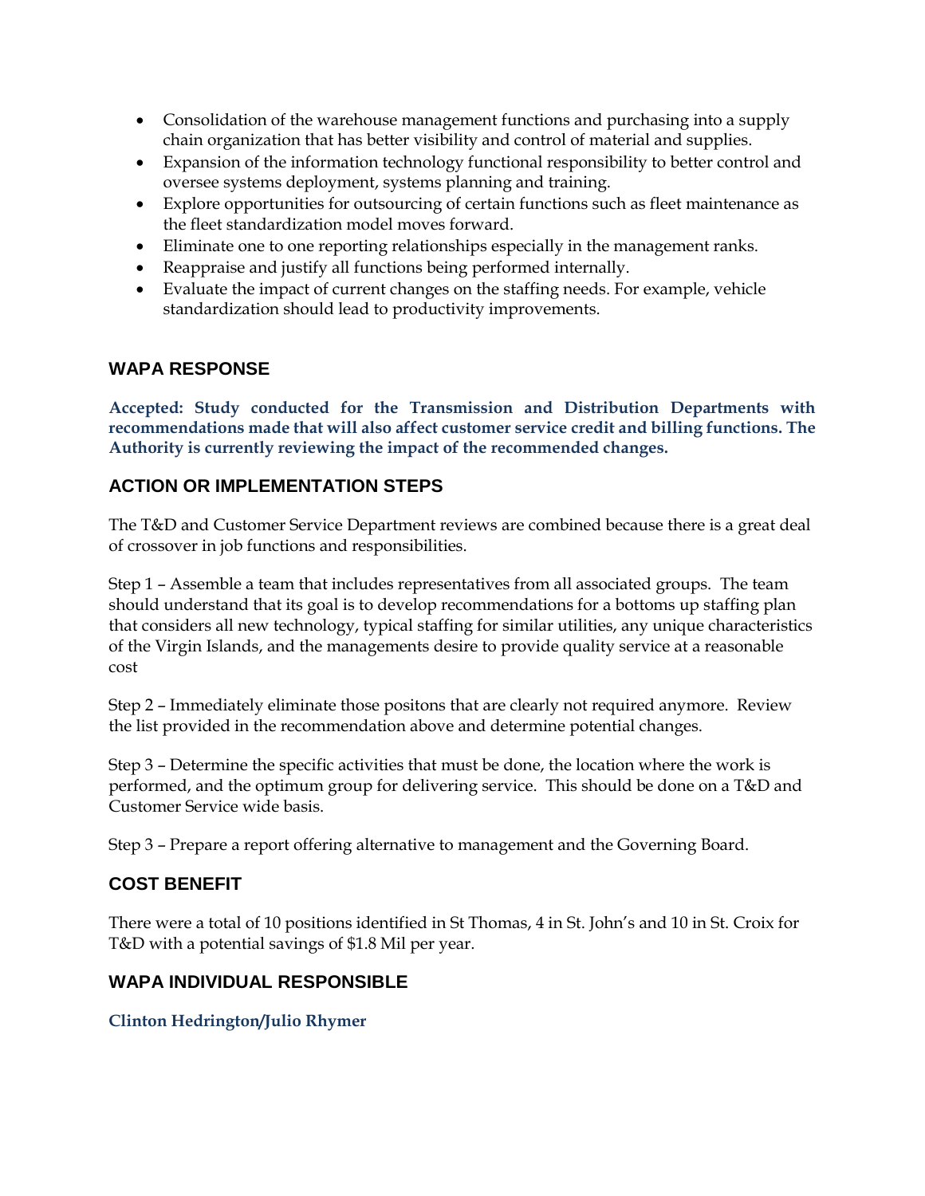- Consolidation of the warehouse management functions and purchasing into a supply chain organization that has better visibility and control of material and supplies.
- Expansion of the information technology functional responsibility to better control and oversee systems deployment, systems planning and training.
- Explore opportunities for outsourcing of certain functions such as fleet maintenance as the fleet standardization model moves forward.
- Eliminate one to one reporting relationships especially in the management ranks.
- Reappraise and justify all functions being performed internally.
- Evaluate the impact of current changes on the staffing needs. For example, vehicle standardization should lead to productivity improvements.

## WAPA RESPONSE

**Accepted: Study conducted for the Transmission and Distribution Departments with recommendations made that will also affect customer service credit and billing functions. The Authority is currently reviewing the impact of the recommended changes.**

## ACTION OR IMPLEMENTATION STEPS

The T&D and Customer Service Department reviews are combined because there is a great deal of crossover in job functions and responsibilities.

Step 1 – Assemble a team that includes representatives from all associated groups. The team should understand that its goal is to develop recommendations for a bottoms up staffing plan that considers all new technology, typical staffing for similar utilities, any unique characteristics of the Virgin Islands, and the managements desire to provide quality service at a reasonable cost

Step 2 – Immediately eliminate those positons that are clearly not required anymore. Review the list provided in the recommendation above and determine potential changes.

Step 3 – Determine the specific activities that must be done, the location where the work is performed, and the optimum group for delivering service. This should be done on a T&D and Customer Service wide basis.

Step 3 – Prepare a report offering alternative to management and the Governing Board.

## COST BENEFIT

There were a total of 10 positions identified in St Thomas, 4 in St. John's and 10 in St. Croix for T&D with a potential savings of $1.8 Mil per year.

## WAPA INDIVIDUAL RESPONSIBLE

**Clinton Hedrington/Julio Rhymer**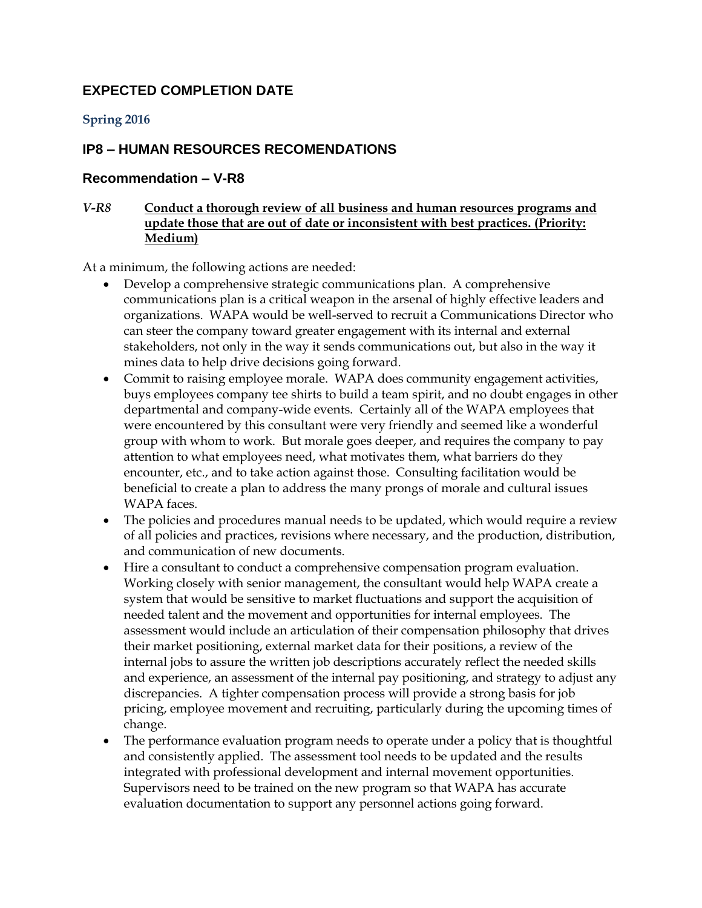## EXPECTED COMPLETION DATE

**Spring 2016**

## IP8 – HUMAN RESOURCES RECOMENDATIONS

### Recommendation – V-R8

*V-R8* **Conduct a thorough review of all business and human resources programs and update those that are out of date or inconsistent with best practices. (Priority: Medium)**

At a minimum, the following actions are needed:

- Develop a comprehensive strategic communications plan. A comprehensive communications plan is a critical weapon in the arsenal of highly effective leaders and organizations. WAPA would be well-served to recruit a Communications Director who can steer the company toward greater engagement with its internal and external stakeholders, not only in the way it sends communications out, but also in the way it mines data to help drive decisions going forward.
- Commit to raising employee morale. WAPA does community engagement activities, buys employees company tee shirts to build a team spirit, and no doubt engages in other departmental and company-wide events. Certainly all of the WAPA employees that were encountered by this consultant were very friendly and seemed like a wonderful group with whom to work. But morale goes deeper, and requires the company to pay attention to what employees need, what motivates them, what barriers do they encounter, etc., and to take action against those. Consulting facilitation would be beneficial to create a plan to address the many prongs of morale and cultural issues WAPA faces.
- The policies and procedures manual needs to be updated, which would require a review of all policies and practices, revisions where necessary, and the production, distribution, and communication of new documents.
- Hire a consultant to conduct a comprehensive compensation program evaluation. Working closely with senior management, the consultant would help WAPA create a system that would be sensitive to market fluctuations and support the acquisition of needed talent and the movement and opportunities for internal employees. The assessment would include an articulation of their compensation philosophy that drives their market positioning, external market data for their positions, a review of the internal jobs to assure the written job descriptions accurately reflect the needed skills and experience, an assessment of the internal pay positioning, and strategy to adjust any discrepancies. A tighter compensation process will provide a strong basis for job pricing, employee movement and recruiting, particularly during the upcoming times of change.
- The performance evaluation program needs to operate under a policy that is thoughtful and consistently applied. The assessment tool needs to be updated and the results integrated with professional development and internal movement opportunities. Supervisors need to be trained on the new program so that WAPA has accurate evaluation documentation to support any personnel actions going forward.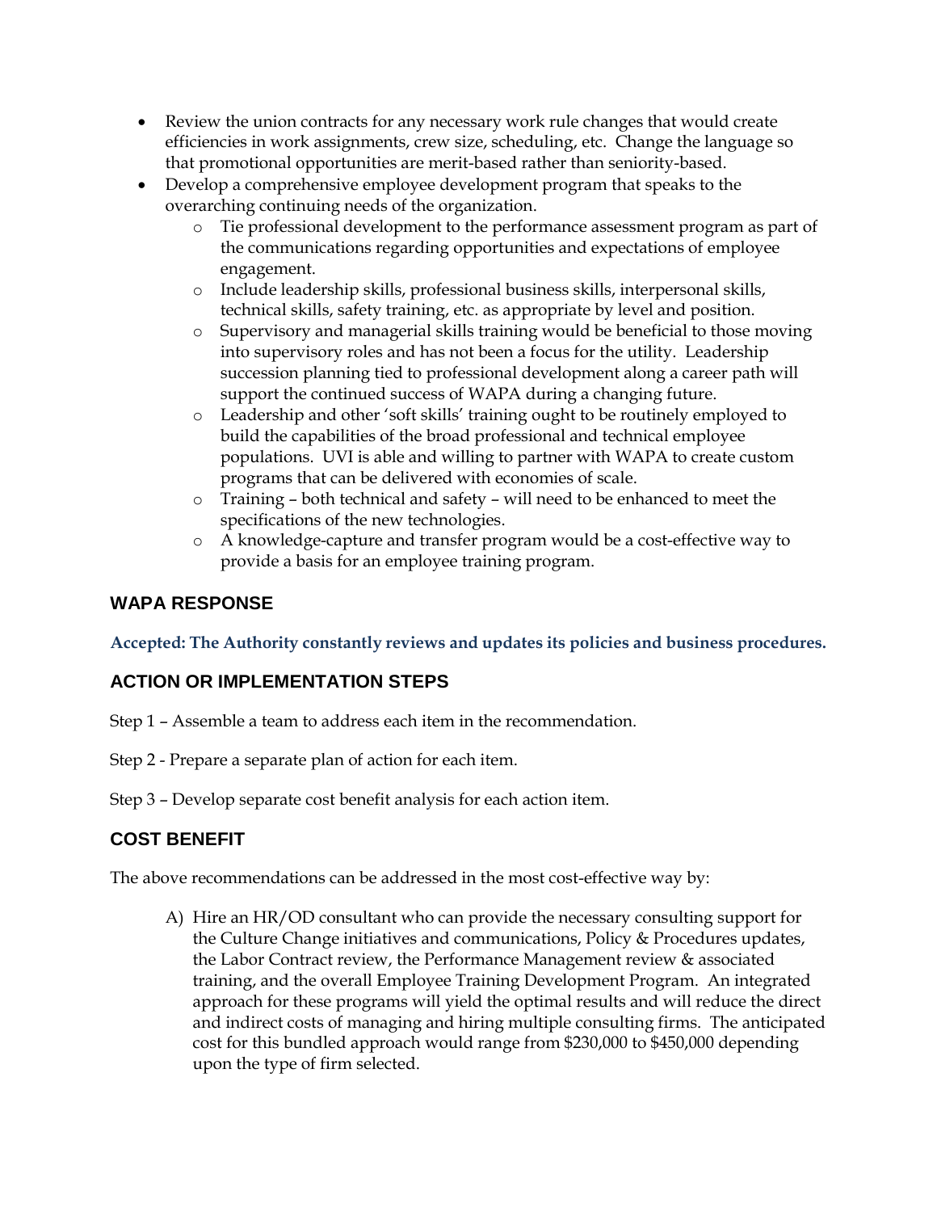- Review the union contracts for any necessary work rule changes that would create efficiencies in work assignments, crew size, scheduling, etc. Change the language so that promotional opportunities are merit-based rather than seniority-based.
- Develop a comprehensive employee development program that speaks to the overarching continuing needs of the organization.
  - Tie professional development to the performance assessment program as part of the communications regarding opportunities and expectations of employee engagement.
  - Include leadership skills, professional business skills, interpersonal skills, technical skills, safety training, etc. as appropriate by level and position.
  - Supervisory and managerial skills training would be beneficial to those moving into supervisory roles and has not been a focus for the utility. Leadership succession planning tied to professional development along a career path will support the continued success of WAPA during a changing future.
  - Leadership and other 'soft skills' training ought to be routinely employed to build the capabilities of the broad professional and technical employee populations. UVI is able and willing to partner with WAPA to create custom programs that can be delivered with economies of scale.
  - Training – both technical and safety – will need to be enhanced to meet the specifications of the new technologies.
  - A knowledge-capture and transfer program would be a cost-effective way to provide a basis for an employee training program.

## WAPA RESPONSE

**Accepted: The Authority constantly reviews and updates its policies and business procedures.**

## ACTION OR IMPLEMENTATION STEPS

Step 1 – Assemble a team to address each item in the recommendation.

Step 2 - Prepare a separate plan of action for each item.

Step 3 – Develop separate cost benefit analysis for each action item.

## COST BENEFIT

The above recommendations can be addressed in the most cost-effective way by:

A) Hire an HR/OD consultant who can provide the necessary consulting support for the Culture Change initiatives and communications, Policy & Procedures updates, the Labor Contract review, the Performance Management review & associated training, and the overall Employee Training Development Program. An integrated approach for these programs will yield the optimal results and will reduce the direct and indirect costs of managing and hiring multiple consulting firms. The anticipated cost for this bundled approach would range from $230,000 to $450,000 depending upon the type of firm selected.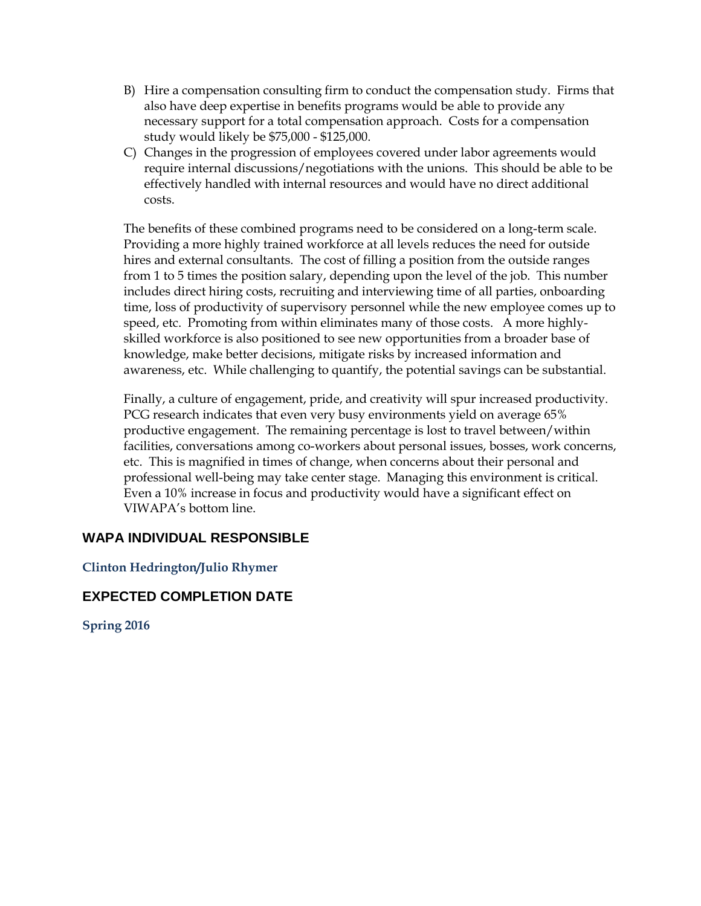B) Hire a compensation consulting firm to conduct the compensation study. Firms that also have deep expertise in benefits programs would be able to provide any necessary support for a total compensation approach. Costs for a compensation study would likely be $75,000 - $125,000.

C) Changes in the progression of employees covered under labor agreements would require internal discussions/negotiations with the unions. This should be able to be effectively handled with internal resources and would have no direct additional costs.

The benefits of these combined programs need to be considered on a long-term scale. Providing a more highly trained workforce at all levels reduces the need for outside hires and external consultants. The cost of filling a position from the outside ranges from 1 to 5 times the position salary, depending upon the level of the job. This number includes direct hiring costs, recruiting and interviewing time of all parties, onboarding time, loss of productivity of supervisory personnel while the new employee comes up to speed, etc. Promoting from within eliminates many of those costs. A more highly-skilled workforce is also positioned to see new opportunities from a broader base of knowledge, make better decisions, mitigate risks by increased information and awareness, etc. While challenging to quantify, the potential savings can be substantial.

Finally, a culture of engagement, pride, and creativity will spur increased productivity. PCG research indicates that even very busy environments yield on average 65% productive engagement. The remaining percentage is lost to travel between/within facilities, conversations among co-workers about personal issues, bosses, work concerns, etc. This is magnified in times of change, when concerns about their personal and professional well-being may take center stage. Managing this environment is critical. Even a 10% increase in focus and productivity would have a significant effect on VIWAPA's bottom line.

## WAPA INDIVIDUAL RESPONSIBLE

**Clinton Hedrington/Julio Rhymer**

## EXPECTED COMPLETION DATE

**Spring 2016**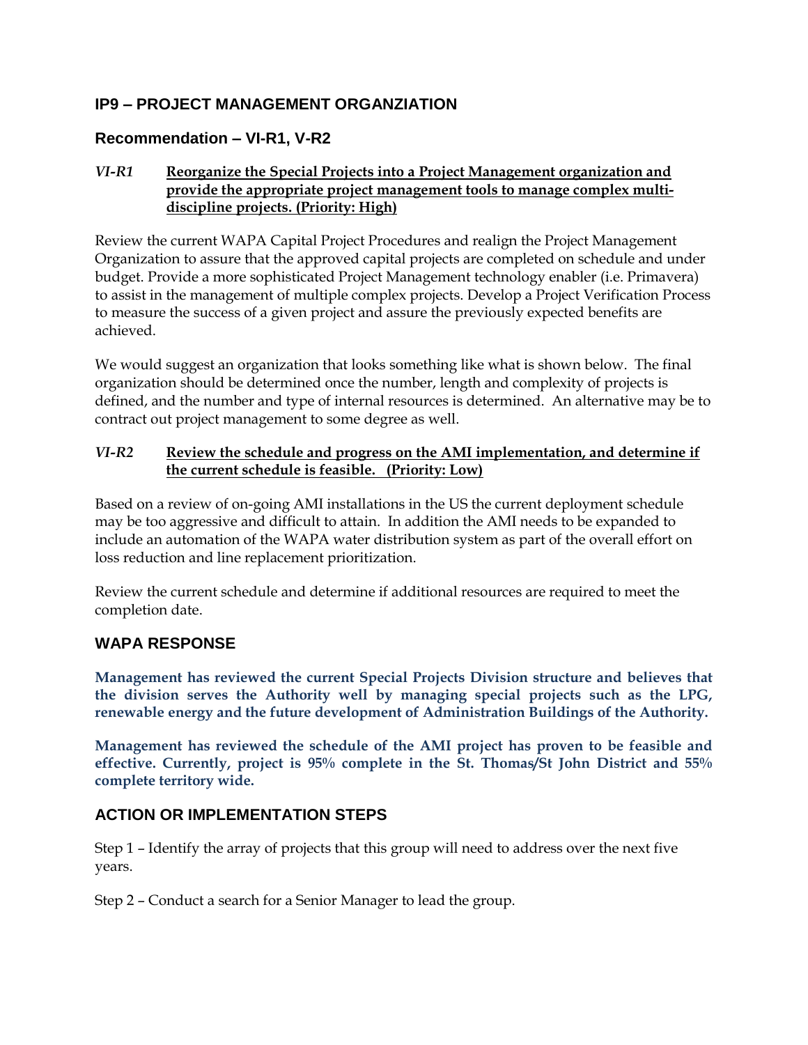## IP9 – PROJECT MANAGEMENT ORGANZIATION

### Recommendation – VI-R1, V-R2

*VI-R1* **Reorganize the Special Projects into a Project Management organization and provide the appropriate project management tools to manage complex multi-discipline projects. (Priority: High)**

Review the current WAPA Capital Project Procedures and realign the Project Management Organization to assure that the approved capital projects are completed on schedule and under budget. Provide a more sophisticated Project Management technology enabler (i.e. Primavera) to assist in the management of multiple complex projects. Develop a Project Verification Process to measure the success of a given project and assure the previously expected benefits are achieved.

We would suggest an organization that looks something like what is shown below. The final organization should be determined once the number, length and complexity of projects is defined, and the number and type of internal resources is determined. An alternative may be to contract out project management to some degree as well.

*VI-R2* **Review the schedule and progress on the AMI implementation, and determine if the current schedule is feasible. (Priority: Low)**

Based on a review of on-going AMI installations in the US the current deployment schedule may be too aggressive and difficult to attain. In addition the AMI needs to be expanded to include an automation of the WAPA water distribution system as part of the overall effort on loss reduction and line replacement prioritization.

Review the current schedule and determine if additional resources are required to meet the completion date.

## WAPA RESPONSE

**Management has reviewed the current Special Projects Division structure and believes that the division serves the Authority well by managing special projects such as the LPG, renewable energy and the future development of Administration Buildings of the Authority.**

**Management has reviewed the schedule of the AMI project has proven to be feasible and effective. Currently, project is 95% complete in the St. Thomas/St John District and 55% complete territory wide.**

## ACTION OR IMPLEMENTATION STEPS

Step 1 – Identify the array of projects that this group will need to address over the next five years.

Step 2 – Conduct a search for a Senior Manager to lead the group.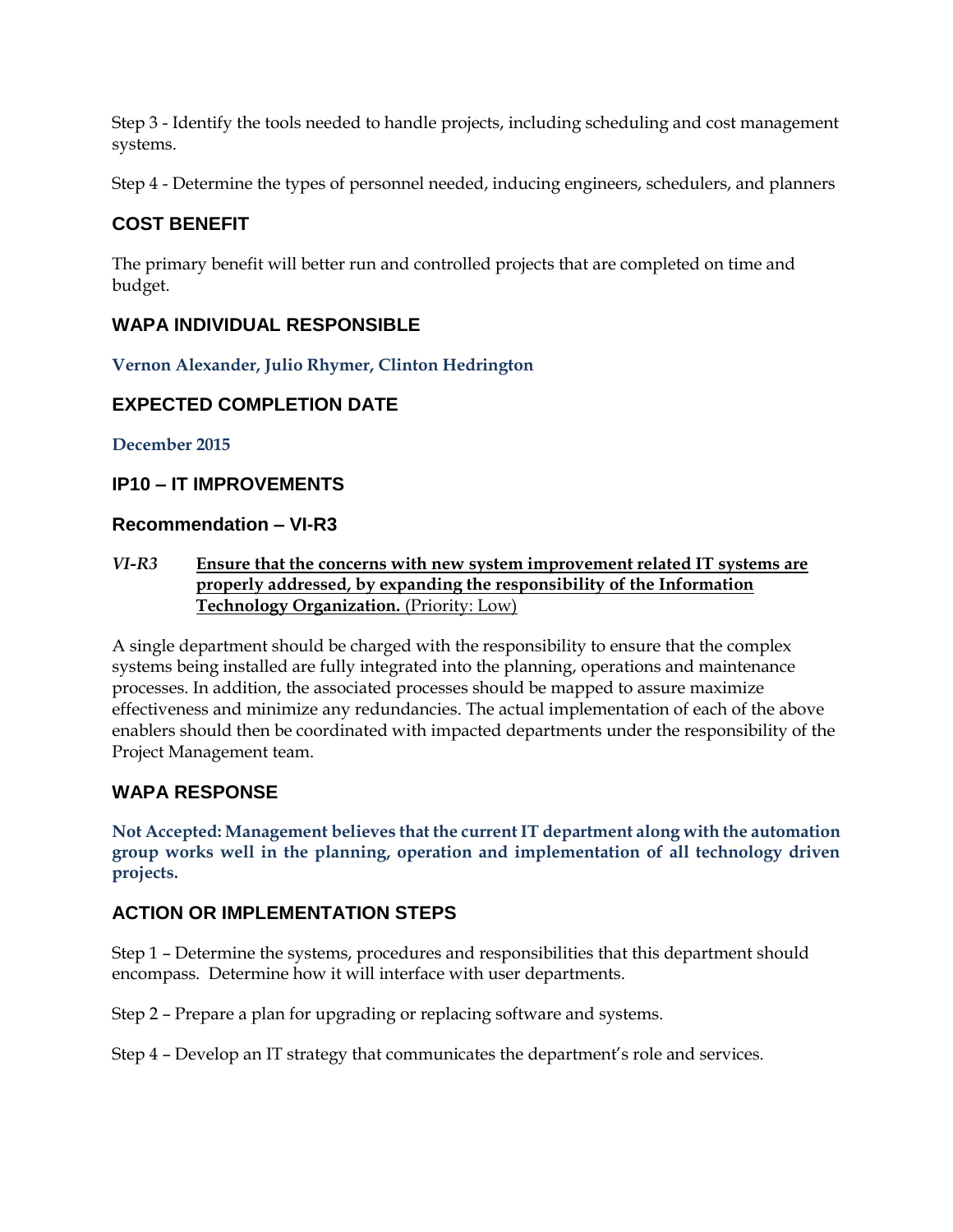Step 3 - Identify the tools needed to handle projects, including scheduling and cost management systems.

Step 4 - Determine the types of personnel needed, inducing engineers, schedulers, and planners

### COST BENEFIT

The primary benefit will better run and controlled projects that are completed on time and budget.

### WAPA INDIVIDUAL RESPONSIBLE

**Vernon Alexander, Julio Rhymer, Clinton Hedrington**

### EXPECTED COMPLETION DATE

**December 2015**

### IP10 – IT IMPROVEMENTS

### Recommendation – VI-R3

***VI-R3*** **Ensure that the concerns with new system improvement related IT systems are properly addressed, by expanding the responsibility of the Information Technology Organization.** (Priority: Low)

A single department should be charged with the responsibility to ensure that the complex systems being installed are fully integrated into the planning, operations and maintenance processes. In addition, the associated processes should be mapped to assure maximize effectiveness and minimize any redundancies. The actual implementation of each of the above enablers should then be coordinated with impacted departments under the responsibility of the Project Management team.

### WAPA RESPONSE

**Not Accepted: Management believes that the current IT department along with the automation group works well in the planning, operation and implementation of all technology driven projects.**

### ACTION OR IMPLEMENTATION STEPS

Step 1 – Determine the systems, procedures and responsibilities that this department should encompass. Determine how it will interface with user departments.

Step 2 – Prepare a plan for upgrading or replacing software and systems.

Step 4 – Develop an IT strategy that communicates the department's role and services.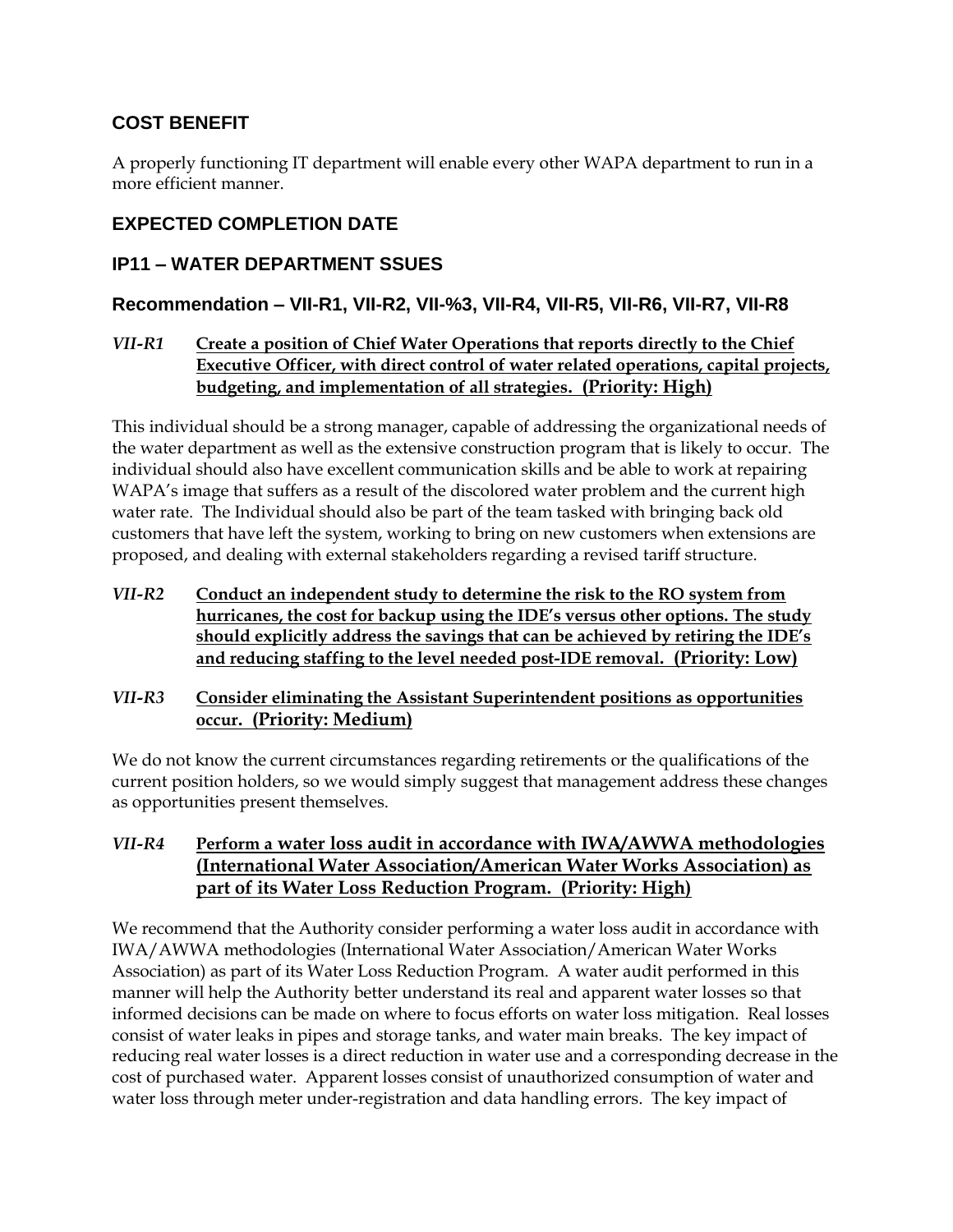## COST BENEFIT

A properly functioning IT department will enable every other WAPA department to run in a more efficient manner.

## EXPECTED COMPLETION DATE

## IP11 – WATER DEPARTMENT SSUES

### Recommendation – VII-R1, VII-R2, VII-%3, VII-R4, VII-R5, VII-R6, VII-R7, VII-R8

*VII-R1* **Create a position of Chief Water Operations that reports directly to the Chief Executive Officer, with direct control of water related operations, capital projects, budgeting, and implementation of all strategies. (Priority: High)**

This individual should be a strong manager, capable of addressing the organizational needs of the water department as well as the extensive construction program that is likely to occur. The individual should also have excellent communication skills and be able to work at repairing WAPA's image that suffers as a result of the discolored water problem and the current high water rate. The Individual should also be part of the team tasked with bringing back old customers that have left the system, working to bring on new customers when extensions are proposed, and dealing with external stakeholders regarding a revised tariff structure.

*VII-R2* **Conduct an independent study to determine the risk to the RO system from hurricanes, the cost for backup using the IDE's versus other options. The study should explicitly address the savings that can be achieved by retiring the IDE's and reducing staffing to the level needed post-IDE removal. (Priority: Low)**

*VII-R3* **Consider eliminating the Assistant Superintendent positions as opportunities occur. (Priority: Medium)**

We do not know the current circumstances regarding retirements or the qualifications of the current position holders, so we would simply suggest that management address these changes as opportunities present themselves.

*VII-R4* **Perform a water loss audit in accordance with IWA/AWWA methodologies (International Water Association/American Water Works Association) as part of its Water Loss Reduction Program. (Priority: High)**

We recommend that the Authority consider performing a water loss audit in accordance with IWA/AWWA methodologies (International Water Association/American Water Works Association) as part of its Water Loss Reduction Program. A water audit performed in this manner will help the Authority better understand its real and apparent water losses so that informed decisions can be made on where to focus efforts on water loss mitigation. Real losses consist of water leaks in pipes and storage tanks, and water main breaks. The key impact of reducing real water losses is a direct reduction in water use and a corresponding decrease in the cost of purchased water. Apparent losses consist of unauthorized consumption of water and water loss through meter under-registration and data handling errors. The key impact of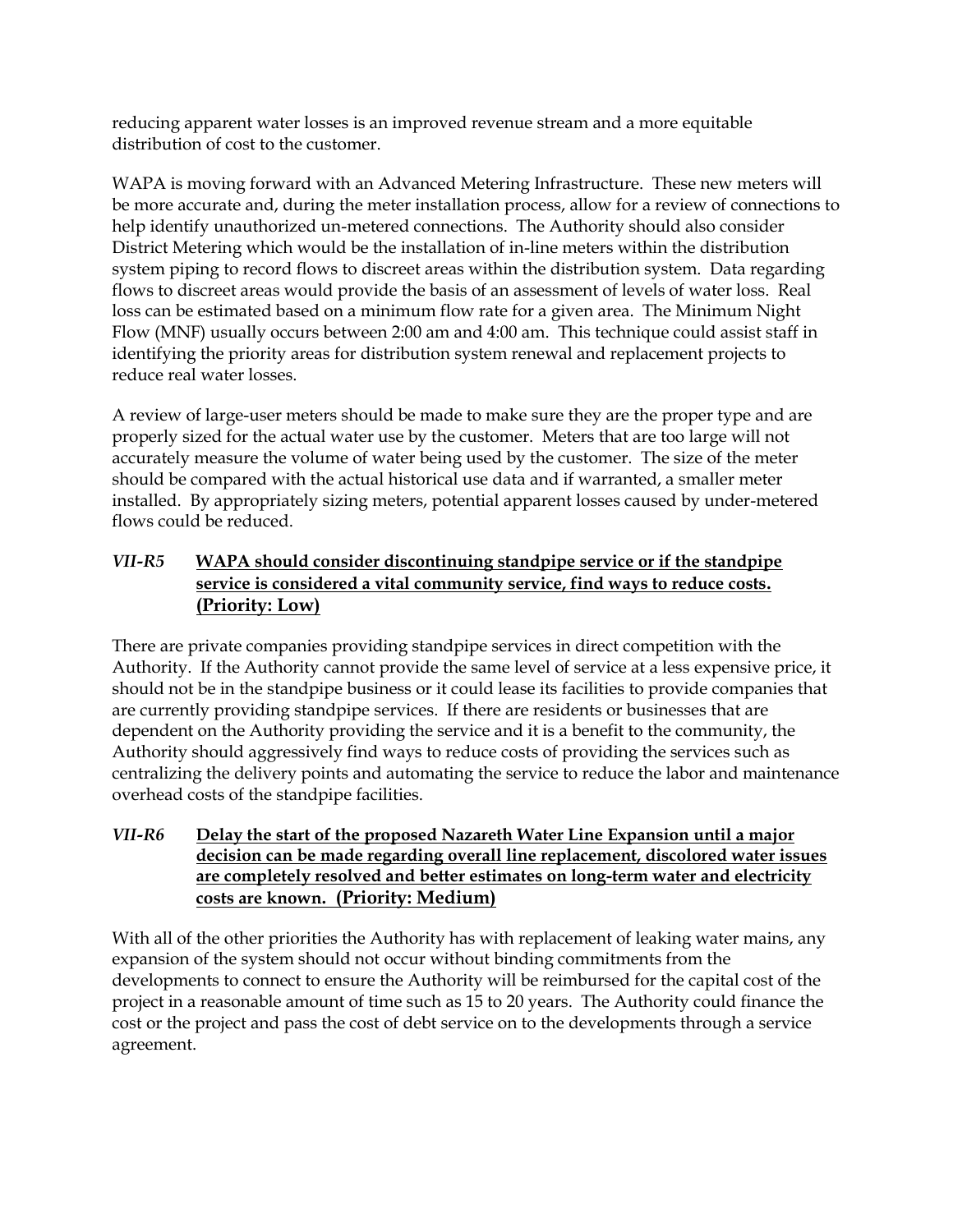reducing apparent water losses is an improved revenue stream and a more equitable distribution of cost to the customer.

WAPA is moving forward with an Advanced Metering Infrastructure. These new meters will be more accurate and, during the meter installation process, allow for a review of connections to help identify unauthorized un-metered connections. The Authority should also consider District Metering which would be the installation of in-line meters within the distribution system piping to record flows to discreet areas within the distribution system. Data regarding flows to discreet areas would provide the basis of an assessment of levels of water loss. Real loss can be estimated based on a minimum flow rate for a given area. The Minimum Night Flow (MNF) usually occurs between 2:00 am and 4:00 am. This technique could assist staff in identifying the priority areas for distribution system renewal and replacement projects to reduce real water losses.

A review of large-user meters should be made to make sure they are the proper type and are properly sized for the actual water use by the customer. Meters that are too large will not accurately measure the volume of water being used by the customer. The size of the meter should be compared with the actual historical use data and if warranted, a smaller meter installed. By appropriately sizing meters, potential apparent losses caused by under-metered flows could be reduced.

***VII-R5*** **WAPA should consider discontinuing standpipe service or if the standpipe service is considered a vital community service, find ways to reduce costs. (Priority: Low)**

There are private companies providing standpipe services in direct competition with the Authority. If the Authority cannot provide the same level of service at a less expensive price, it should not be in the standpipe business or it could lease its facilities to provide companies that are currently providing standpipe services. If there are residents or businesses that are dependent on the Authority providing the service and it is a benefit to the community, the Authority should aggressively find ways to reduce costs of providing the services such as centralizing the delivery points and automating the service to reduce the labor and maintenance overhead costs of the standpipe facilities.

***VII-R6*** **Delay the start of the proposed Nazareth Water Line Expansion until a major decision can be made regarding overall line replacement, discolored water issues are completely resolved and better estimates on long-term water and electricity costs are known. (Priority: Medium)**

With all of the other priorities the Authority has with replacement of leaking water mains, any expansion of the system should not occur without binding commitments from the developments to connect to ensure the Authority will be reimbursed for the capital cost of the project in a reasonable amount of time such as 15 to 20 years. The Authority could finance the cost or the project and pass the cost of debt service on to the developments through a service agreement.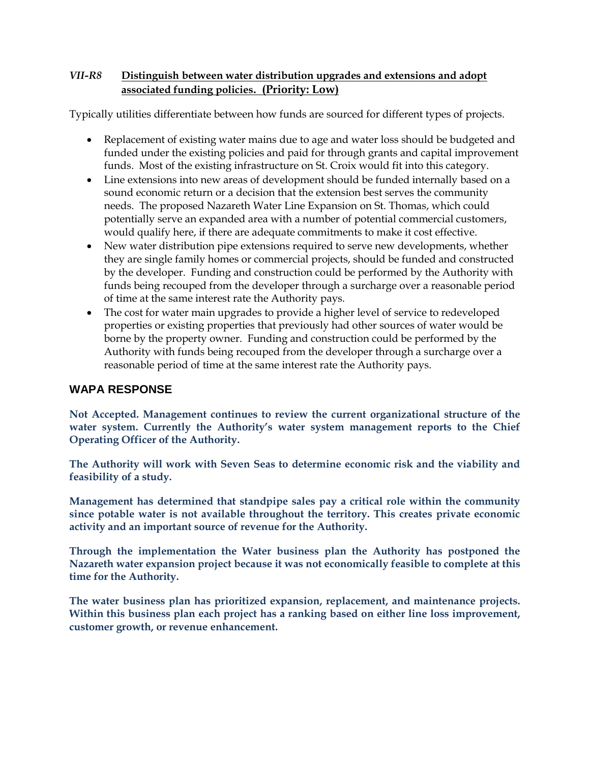*VII-R8* **Distinguish between water distribution upgrades and extensions and adopt associated funding policies. (Priority: Low)**

Typically utilities differentiate between how funds are sourced for different types of projects.

- Replacement of existing water mains due to age and water loss should be budgeted and funded under the existing policies and paid for through grants and capital improvement funds. Most of the existing infrastructure on St. Croix would fit into this category.
- Line extensions into new areas of development should be funded internally based on a sound economic return or a decision that the extension best serves the community needs. The proposed Nazareth Water Line Expansion on St. Thomas, which could potentially serve an expanded area with a number of potential commercial customers, would qualify here, if there are adequate commitments to make it cost effective.
- New water distribution pipe extensions required to serve new developments, whether they are single family homes or commercial projects, should be funded and constructed by the developer. Funding and construction could be performed by the Authority with funds being recouped from the developer through a surcharge over a reasonable period of time at the same interest rate the Authority pays.
- The cost for water main upgrades to provide a higher level of service to redeveloped properties or existing properties that previously had other sources of water would be borne by the property owner. Funding and construction could be performed by the Authority with funds being recouped from the developer through a surcharge over a reasonable period of time at the same interest rate the Authority pays.

## WAPA RESPONSE

**Not Accepted. Management continues to review the current organizational structure of the water system. Currently the Authority's water system management reports to the Chief Operating Officer of the Authority.**

**The Authority will work with Seven Seas to determine economic risk and the viability and feasibility of a study.**

**Management has determined that standpipe sales pay a critical role within the community since potable water is not available throughout the territory. This creates private economic activity and an important source of revenue for the Authority.**

**Through the implementation the Water business plan the Authority has postponed the Nazareth water expansion project because it was not economically feasible to complete at this time for the Authority.**

**The water business plan has prioritized expansion, replacement, and maintenance projects. Within this business plan each project has a ranking based on either line loss improvement, customer growth, or revenue enhancement.**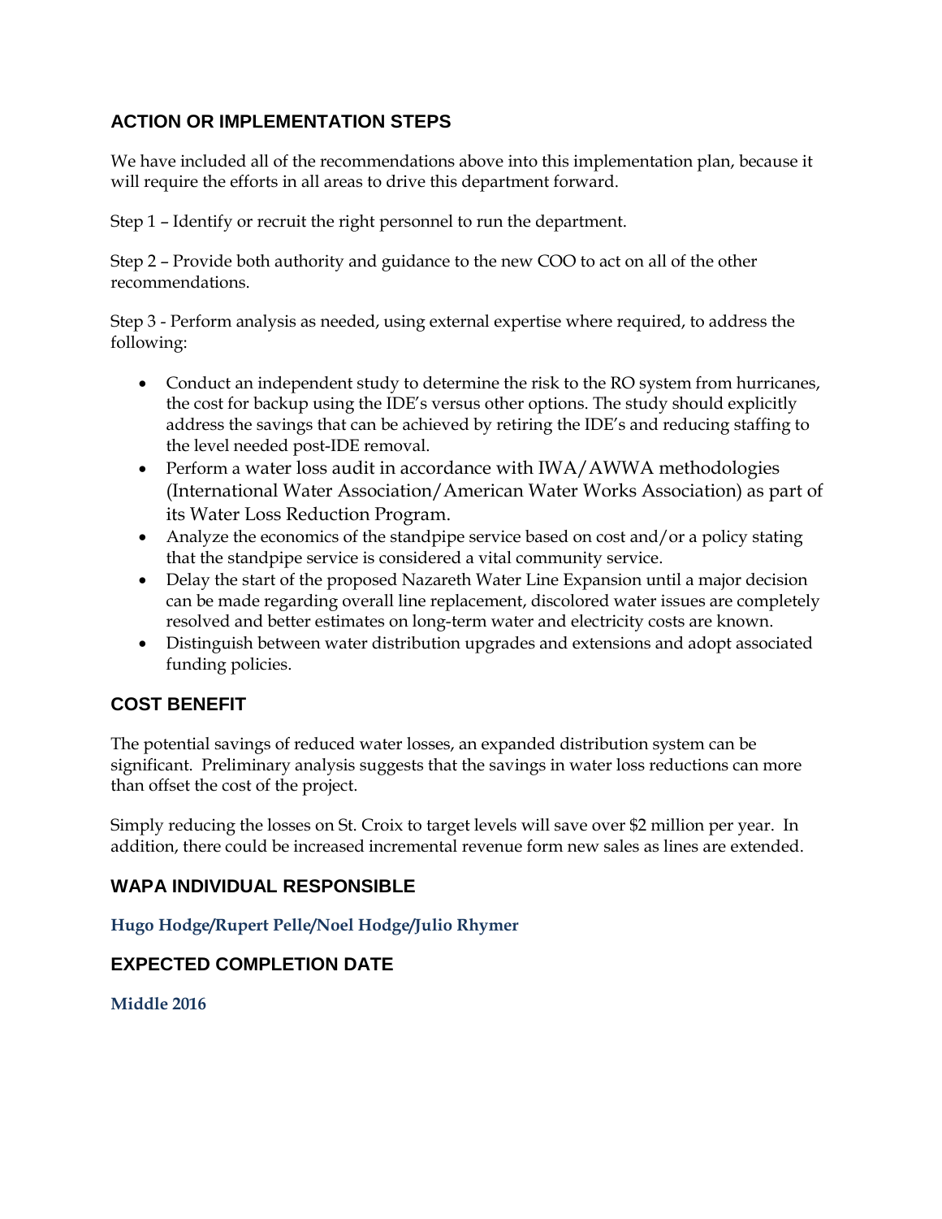## ACTION OR IMPLEMENTATION STEPS

We have included all of the recommendations above into this implementation plan, because it will require the efforts in all areas to drive this department forward.

Step 1 – Identify or recruit the right personnel to run the department.

Step 2 – Provide both authority and guidance to the new COO to act on all of the other recommendations.

Step 3 - Perform analysis as needed, using external expertise where required, to address the following:

- Conduct an independent study to determine the risk to the RO system from hurricanes, the cost for backup using the IDE's versus other options. The study should explicitly address the savings that can be achieved by retiring the IDE's and reducing staffing to the level needed post-IDE removal.
- Perform a water loss audit in accordance with IWA/AWWA methodologies (International Water Association/American Water Works Association) as part of its Water Loss Reduction Program.
- Analyze the economics of the standpipe service based on cost and/or a policy stating that the standpipe service is considered a vital community service.
- Delay the start of the proposed Nazareth Water Line Expansion until a major decision can be made regarding overall line replacement, discolored water issues are completely resolved and better estimates on long-term water and electricity costs are known.
- Distinguish between water distribution upgrades and extensions and adopt associated funding policies.

## COST BENEFIT

The potential savings of reduced water losses, an expanded distribution system can be significant. Preliminary analysis suggests that the savings in water loss reductions can more than offset the cost of the project.

Simply reducing the losses on St. Croix to target levels will save over $2 million per year. In addition, there could be increased incremental revenue form new sales as lines are extended.

## WAPA INDIVIDUAL RESPONSIBLE

**Hugo Hodge/Rupert Pelle/Noel Hodge/Julio Rhymer**

## EXPECTED COMPLETION DATE

**Middle 2016**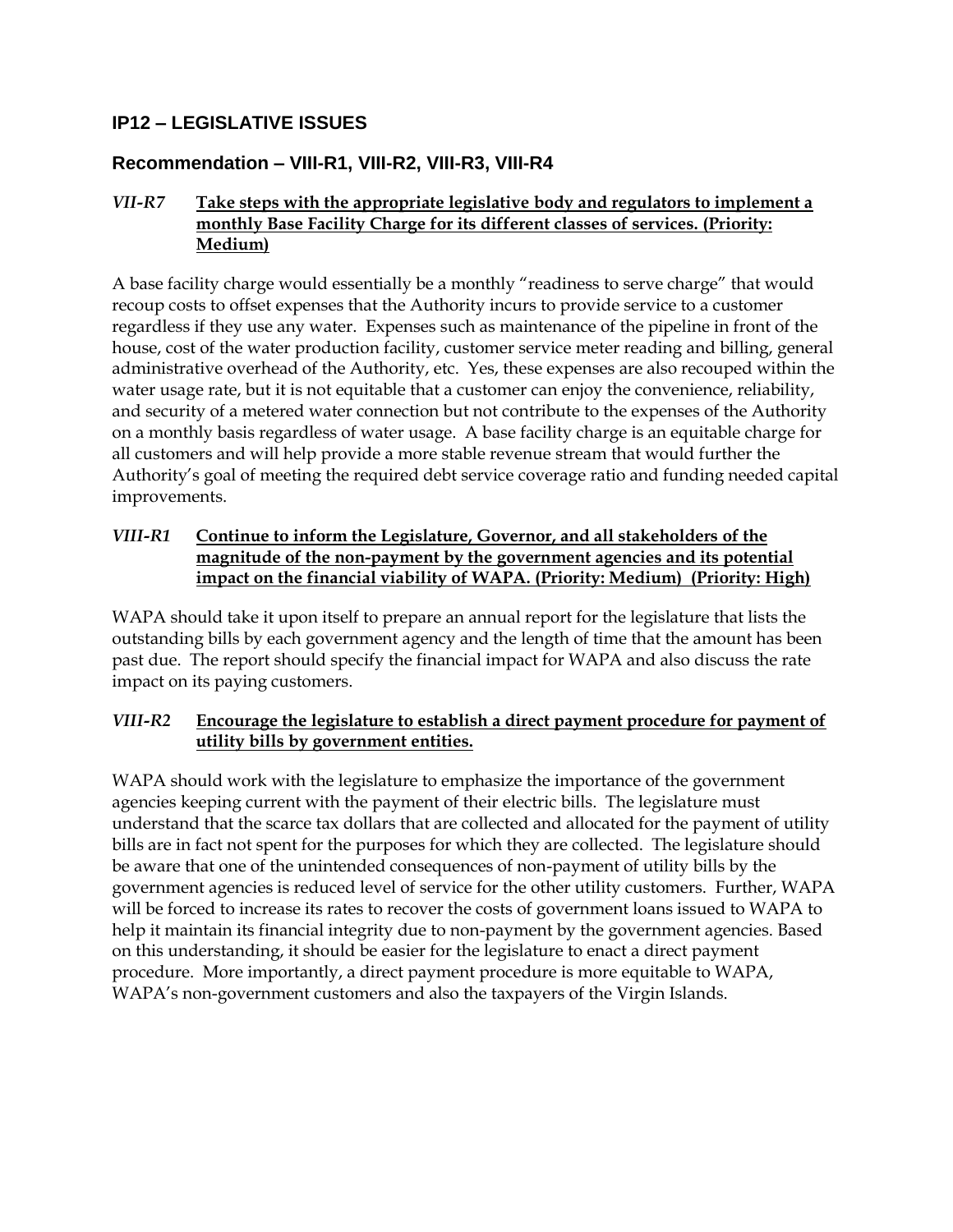## IP12 – LEGISLATIVE ISSUES

### Recommendation – VIII-R1, VIII-R2, VIII-R3, VIII-R4

***VII-R7*** **Take steps with the appropriate legislative body and regulators to implement a monthly Base Facility Charge for its different classes of services. (Priority: Medium)**

A base facility charge would essentially be a monthly "readiness to serve charge" that would recoup costs to offset expenses that the Authority incurs to provide service to a customer regardless if they use any water. Expenses such as maintenance of the pipeline in front of the house, cost of the water production facility, customer service meter reading and billing, general administrative overhead of the Authority, etc. Yes, these expenses are also recouped within the water usage rate, but it is not equitable that a customer can enjoy the convenience, reliability, and security of a metered water connection but not contribute to the expenses of the Authority on a monthly basis regardless of water usage. A base facility charge is an equitable charge for all customers and will help provide a more stable revenue stream that would further the Authority's goal of meeting the required debt service coverage ratio and funding needed capital improvements.

***VIII-R1*** **Continue to inform the Legislature, Governor, and all stakeholders of the magnitude of the non-payment by the government agencies and its potential impact on the financial viability of WAPA. (Priority: Medium) (Priority: High)**

WAPA should take it upon itself to prepare an annual report for the legislature that lists the outstanding bills by each government agency and the length of time that the amount has been past due. The report should specify the financial impact for WAPA and also discuss the rate impact on its paying customers.

***VIII-R2*** **Encourage the legislature to establish a direct payment procedure for payment of utility bills by government entities.**

WAPA should work with the legislature to emphasize the importance of the government agencies keeping current with the payment of their electric bills. The legislature must understand that the scarce tax dollars that are collected and allocated for the payment of utility bills are in fact not spent for the purposes for which they are collected. The legislature should be aware that one of the unintended consequences of non-payment of utility bills by the government agencies is reduced level of service for the other utility customers. Further, WAPA will be forced to increase its rates to recover the costs of government loans issued to WAPA to help it maintain its financial integrity due to non-payment by the government agencies. Based on this understanding, it should be easier for the legislature to enact a direct payment procedure. More importantly, a direct payment procedure is more equitable to WAPA, WAPA's non-government customers and also the taxpayers of the Virgin Islands.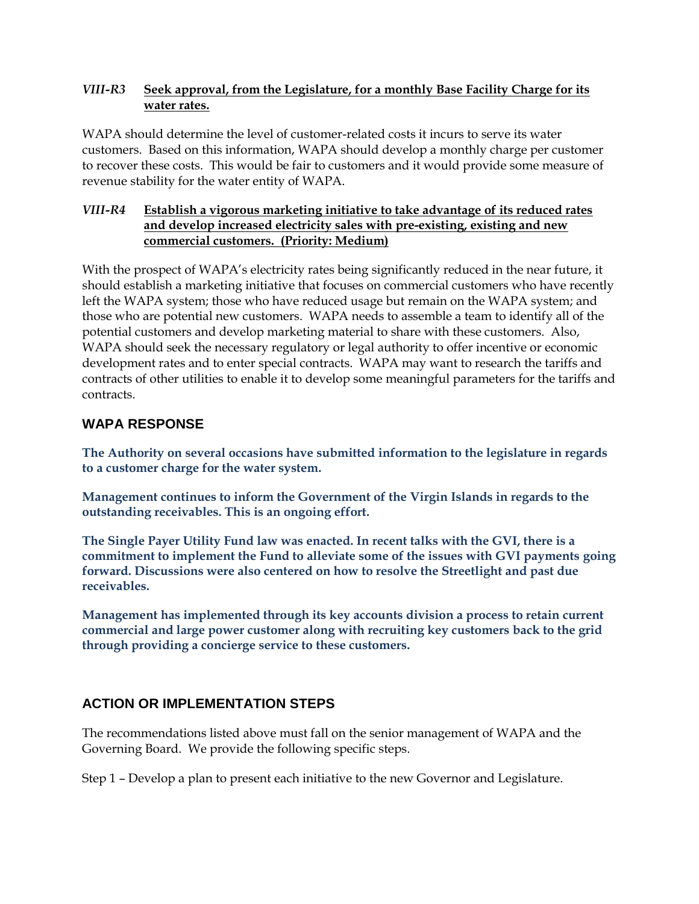***VIII-R3*** **<u>Seek approval, from the Legislature, for a monthly Base Facility Charge for its water rates.</u>**

WAPA should determine the level of customer-related costs it incurs to serve its water customers. Based on this information, WAPA should develop a monthly charge per customer to recover these costs. This would be fair to customers and it would provide some measure of revenue stability for the water entity of WAPA.

***VIII-R4*** **<u>Establish a vigorous marketing initiative to take advantage of its reduced rates and develop increased electricity sales with pre-existing, existing and new commercial customers. (Priority: Medium)</u>**

With the prospect of WAPA's electricity rates being significantly reduced in the near future, it should establish a marketing initiative that focuses on commercial customers who have recently left the WAPA system; those who have reduced usage but remain on the WAPA system; and those who are potential new customers. WAPA needs to assemble a team to identify all of the potential customers and develop marketing material to share with these customers. Also, WAPA should seek the necessary regulatory or legal authority to offer incentive or economic development rates and to enter special contracts. WAPA may want to research the tariffs and contracts of other utilities to enable it to develop some meaningful parameters for the tariffs and contracts.

## WAPA RESPONSE

**The Authority on several occasions have submitted information to the legislature in regards to a customer charge for the water system.**

**Management continues to inform the Government of the Virgin Islands in regards to the outstanding receivables. This is an ongoing effort.**

**The Single Payer Utility Fund law was enacted. In recent talks with the GVI, there is a commitment to implement the Fund to alleviate some of the issues with GVI payments going forward. Discussions were also centered on how to resolve the Streetlight and past due receivables.**

**Management has implemented through its key accounts division a process to retain current commercial and large power customer along with recruiting key customers back to the grid through providing a concierge service to these customers.**

## ACTION OR IMPLEMENTATION STEPS

The recommendations listed above must fall on the senior management of WAPA and the Governing Board. We provide the following specific steps.

Step 1 – Develop a plan to present each initiative to the new Governor and Legislature.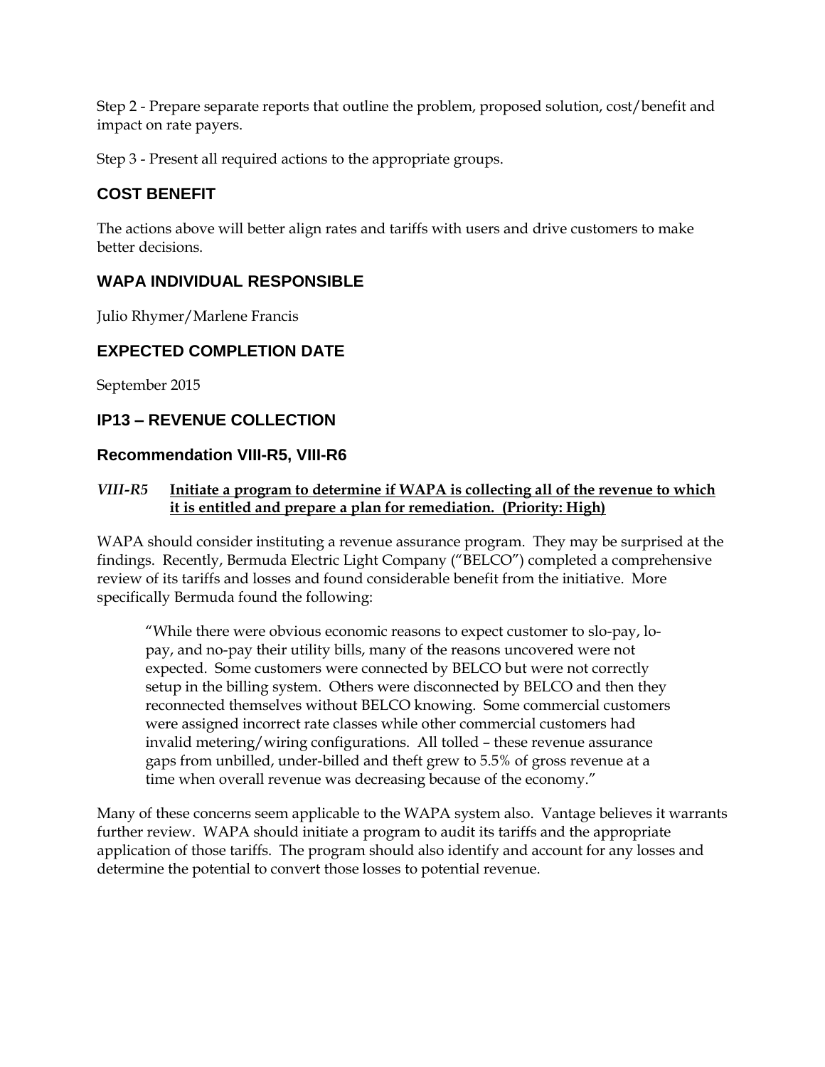Step 2 - Prepare separate reports that outline the problem, proposed solution, cost/benefit and impact on rate payers.

Step 3 - Present all required actions to the appropriate groups.

### COST BENEFIT

The actions above will better align rates and tariffs with users and drive customers to make better decisions.

### WAPA INDIVIDUAL RESPONSIBLE

Julio Rhymer/Marlene Francis

### EXPECTED COMPLETION DATE

September 2015

### IP13 – REVENUE COLLECTION

### Recommendation VIII-R5, VIII-R6

*VIII-R5* **Initiate a program to determine if WAPA is collecting all of the revenue to which it is entitled and prepare a plan for remediation. (Priority: High)**

WAPA should consider instituting a revenue assurance program. They may be surprised at the findings. Recently, Bermuda Electric Light Company ("BELCO") completed a comprehensive review of its tariffs and losses and found considerable benefit from the initiative. More specifically Bermuda found the following:

> "While there were obvious economic reasons to expect customer to slo-pay, lo-pay, and no-pay their utility bills, many of the reasons uncovered were not expected. Some customers were connected by BELCO but were not correctly setup in the billing system. Others were disconnected by BELCO and then they reconnected themselves without BELCO knowing. Some commercial customers were assigned incorrect rate classes while other commercial customers had invalid metering/wiring configurations. All tolled – these revenue assurance gaps from unbilled, under-billed and theft grew to 5.5% of gross revenue at a time when overall revenue was decreasing because of the economy."

Many of these concerns seem applicable to the WAPA system also. Vantage believes it warrants further review. WAPA should initiate a program to audit its tariffs and the appropriate application of those tariffs. The program should also identify and account for any losses and determine the potential to convert those losses to potential revenue.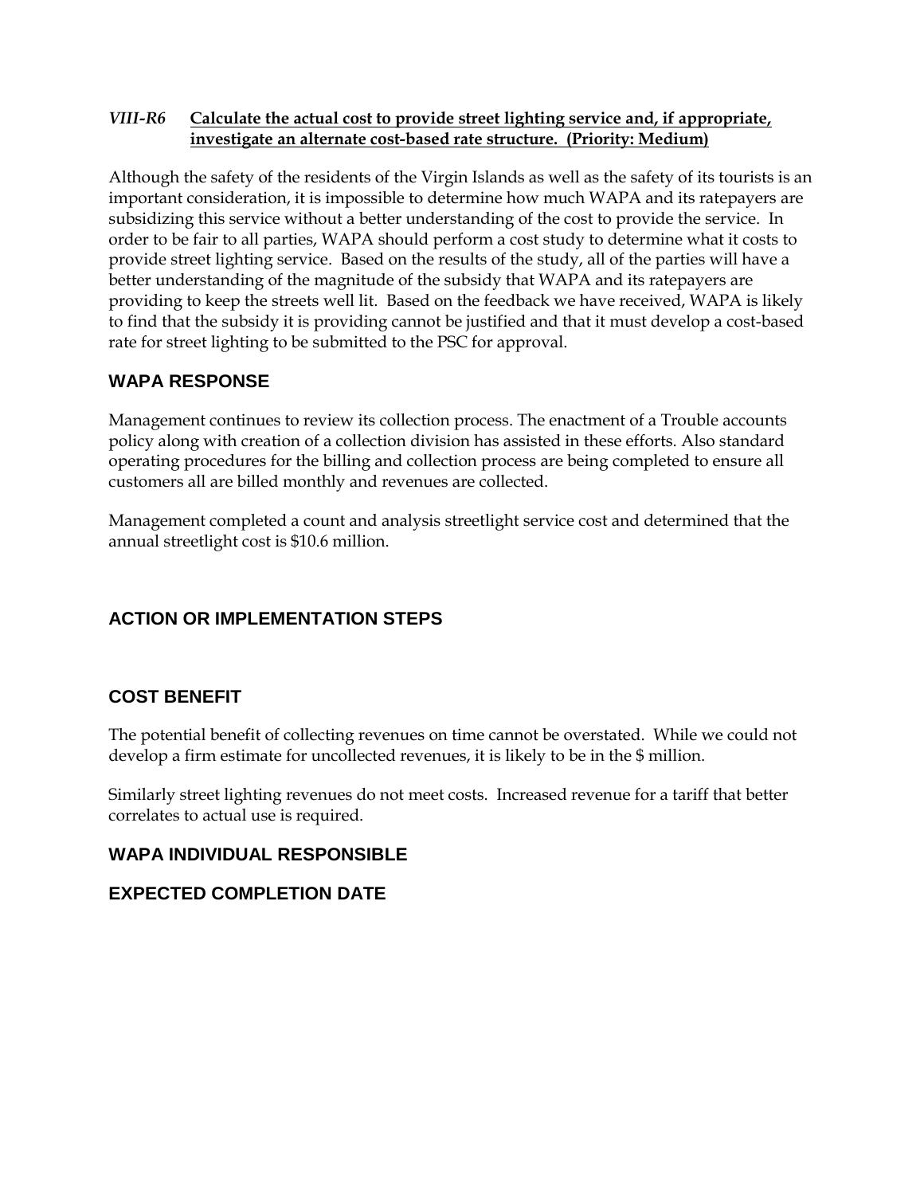*VIII-R6* **Calculate the actual cost to provide street lighting service and, if appropriate, investigate an alternate cost-based rate structure. (Priority: Medium)**

Although the safety of the residents of the Virgin Islands as well as the safety of its tourists is an important consideration, it is impossible to determine how much WAPA and its ratepayers are subsidizing this service without a better understanding of the cost to provide the service. In order to be fair to all parties, WAPA should perform a cost study to determine what it costs to provide street lighting service. Based on the results of the study, all of the parties will have a better understanding of the magnitude of the subsidy that WAPA and its ratepayers are providing to keep the streets well lit. Based on the feedback we have received, WAPA is likely to find that the subsidy it is providing cannot be justified and that it must develop a cost-based rate for street lighting to be submitted to the PSC for approval.

## WAPA RESPONSE

Management continues to review its collection process. The enactment of a Trouble accounts policy along with creation of a collection division has assisted in these efforts. Also standard operating procedures for the billing and collection process are being completed to ensure all customers all are billed monthly and revenues are collected.

Management completed a count and analysis streetlight service cost and determined that the annual streetlight cost is $10.6 million.

## ACTION OR IMPLEMENTATION STEPS

## COST BENEFIT

The potential benefit of collecting revenues on time cannot be overstated. While we could not develop a firm estimate for uncollected revenues, it is likely to be in the $ million.

Similarly street lighting revenues do not meet costs. Increased revenue for a tariff that better correlates to actual use is required.

## WAPA INDIVIDUAL RESPONSIBLE

## EXPECTED COMPLETION DATE